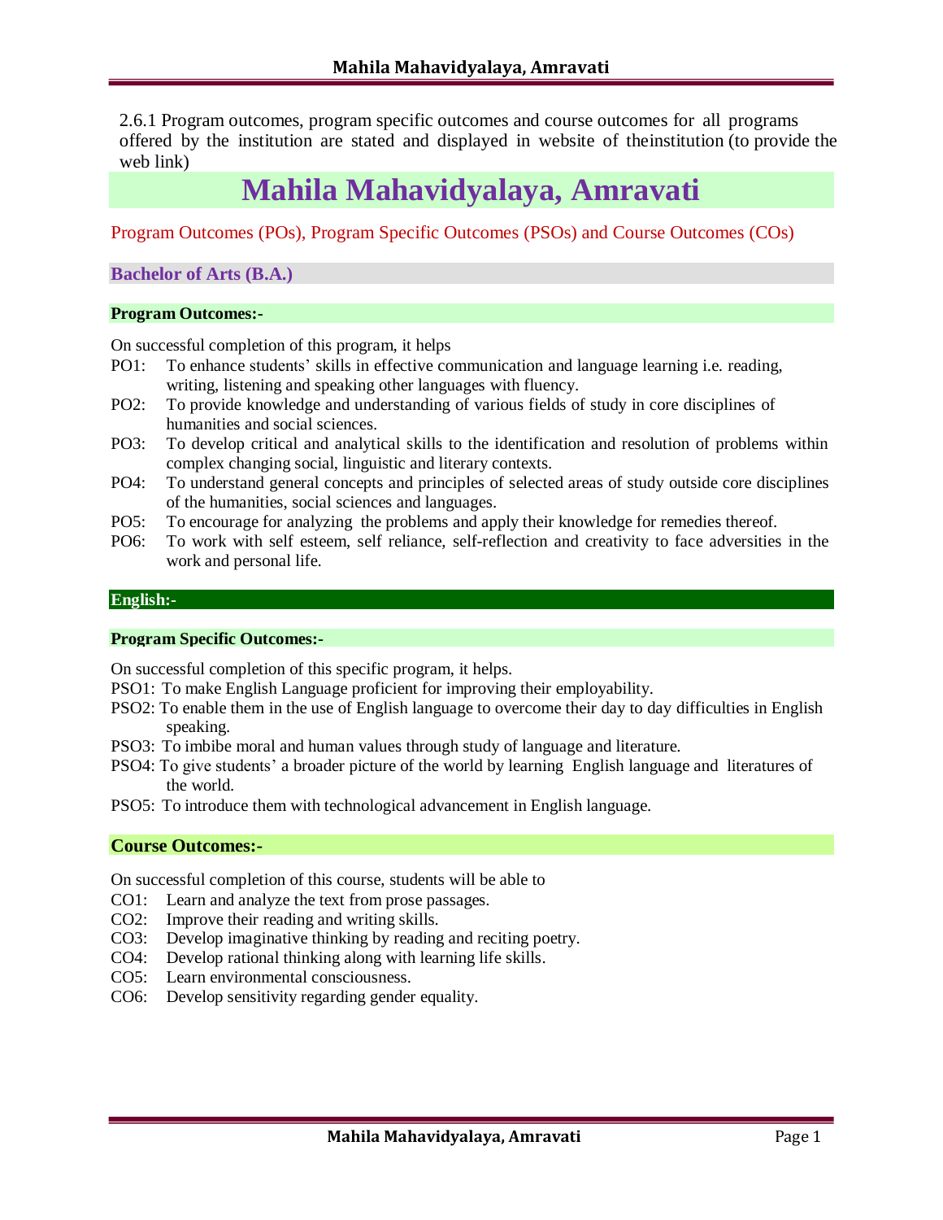2.6.1 Program outcomes, program specific outcomes and course outcomes for all programs offered by the institution are stated and displayed in website of theinstitution (to provide the web link)

# Mahila Mahavidyalaya, Amravati

Program Outcomes (POs), Program Specific Outcomes (PSOs) and Course Outcomes (COs)

## Bachelor of Arts (B.A.)

### Program Outcomes:-

On successful completion of this program, it helps

- PO1: To enhance students' skills in effective communication and language learning i.e. reading, writing, listening and speaking other languages with fluency.
- PO2: To provide knowledge and understanding of various fields of study in core disciplines of humanities and social sciences.
- PO3: To develop critical and analytical skills to the identification and resolution of problems within complex changing social, linguistic and literary contexts.
- PO4: To understand general concepts and principles of selected areas of study outside core disciplines of the humanities, social sciences and languages.
- PO5: To encourage for analyzing the problems and apply their knowledge for remedies thereof.
- PO6: To work with self esteem, self reliance, self-reflection and creativity to face adversities in the work and personal life.

## English:-

### Program Specific Outcomes:-

On successful completion of this specific program, it helps.

- PSO1: To make English Language proficient for improving their employability.
- PSO2: To enable them in the use of English language to overcome their day to day difficulties in English speaking.
- PSO3: To imbibe moral and human values through study of language and literature.
- PSO4: To give students' a broader picture of the world by learning English language and literatures of the world.
- PSO5: To introduce them with technological advancement in English language.

### Course Outcomes:-

On successful completion of this course, students will be able to

- CO1: Learn and analyze the text from prose passages.
- CO2: Improve their reading and writing skills.
- CO3: Develop imaginative thinking by reading and reciting poetry.
- CO4: Develop rational thinking along with learning life skills.
- CO5: Learn environmental consciousness.
- CO6: Develop sensitivity regarding gender equality.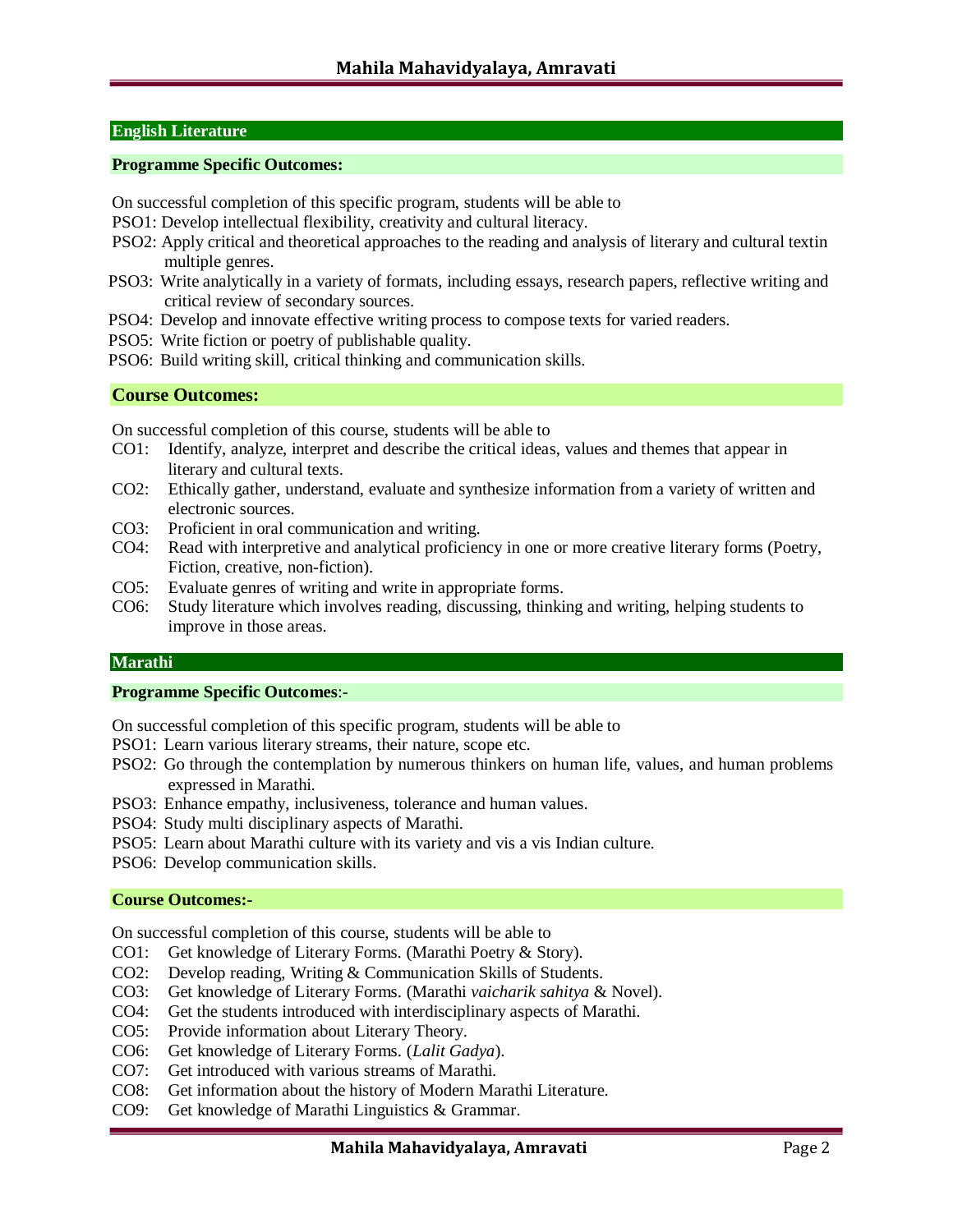## English Literature

### Programme Specific Outcomes:

On successful completion of this specific program, students will be able to

PSO1: Develop intellectual flexibility, creativity and cultural literacy.

PSO2: Apply critical and theoretical approaches to the reading and analysis of literary and cultural textin multiple genres.

PSO3: Write analytically in a variety of formats, including essays, research papers, reflective writing and critical review of secondary sources.

PSO4: Develop and innovate effective writing process to compose texts for varied readers.

PSO5: Write fiction or poetry of publishable quality.

PSO6: Build writing skill, critical thinking and communication skills.

### Course Outcomes:

On successful completion of this course, students will be able to

CO1: Identify, analyze, interpret and describe the critical ideas, values and themes that appear in literary and cultural texts.

CO2: Ethically gather, understand, evaluate and synthesize information from a variety of written and electronic sources.

CO3: Proficient in oral communication and writing.

CO4: Read with interpretive and analytical proficiency in one or more creative literary forms (Poetry, Fiction, creative, non-fiction).

CO5: Evaluate genres of writing and write in appropriate forms.

CO6: Study literature which involves reading, discussing, thinking and writing, helping students to improve in those areas.

## Marathi

### Programme Specific Outcomes:-

On successful completion of this specific program, students will be able to

PSO1: Learn various literary streams, their nature, scope etc.

PSO2: Go through the contemplation by numerous thinkers on human life, values, and human problems expressed in Marathi.

PSO3: Enhance empathy, inclusiveness, tolerance and human values.

PSO4: Study multi disciplinary aspects of Marathi.

PSO5: Learn about Marathi culture with its variety and vis a vis Indian culture.

PSO6: Develop communication skills.

### Course Outcomes:-

On successful completion of this course, students will be able to

CO1: Get knowledge of Literary Forms. (Marathi Poetry & Story).

CO2: Develop reading, Writing & Communication Skills of Students.

CO3: Get knowledge of Literary Forms. (Marathi *vaicharik sahitya* & Novel).

CO4: Get the students introduced with interdisciplinary aspects of Marathi.

CO5: Provide information about Literary Theory.

CO6: Get knowledge of Literary Forms. (*Lalit Gadya*).

CO7: Get introduced with various streams of Marathi.

CO8: Get information about the history of Modern Marathi Literature.

CO9: Get knowledge of Marathi Linguistics & Grammar.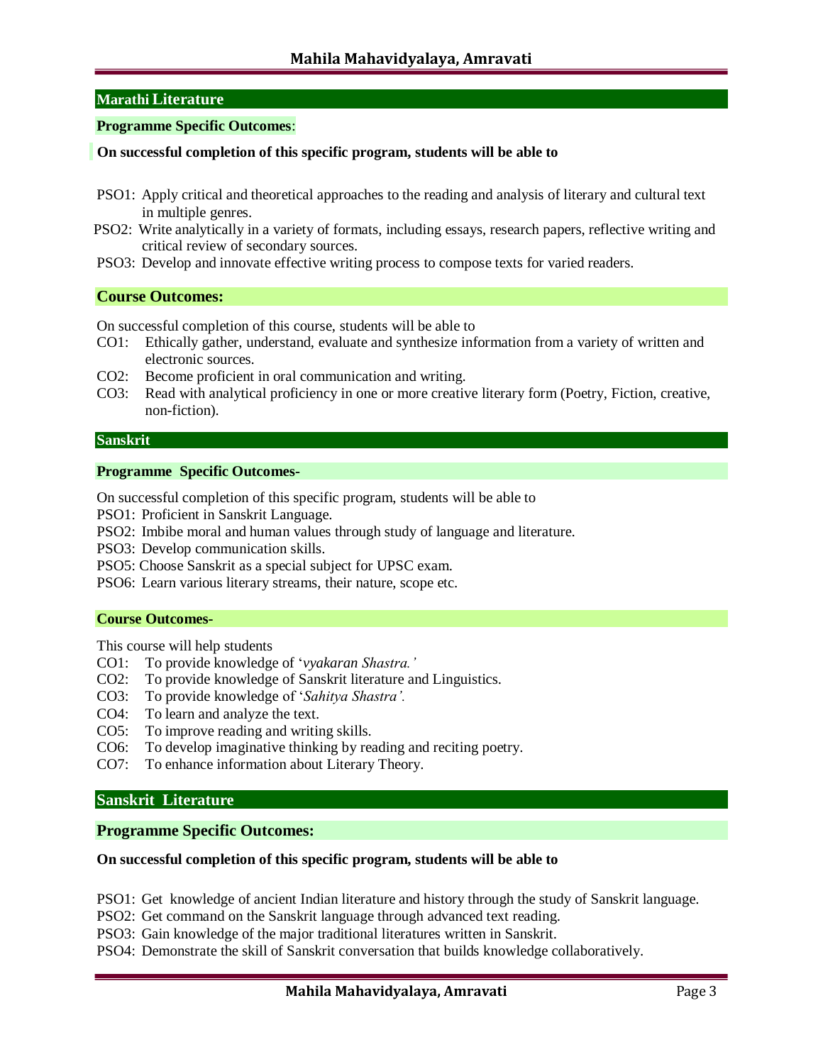## Marathi Literature

**Programme Specific Outcomes**:

**On successful completion of this specific program, students will be able to**

PSO1: Apply critical and theoretical approaches to the reading and analysis of literary and cultural text in multiple genres.
PSO2: Write analytically in a variety of formats, including essays, research papers, reflective writing and critical review of secondary sources.
PSO3: Develop and innovate effective writing process to compose texts for varied readers.

### Course Outcomes:

On successful completion of this course, students will be able to
CO1: Ethically gather, understand, evaluate and synthesize information from a variety of written and electronic sources.
CO2: Become proficient in oral communication and writing.
CO3: Read with analytical proficiency in one or more creative literary form (Poetry, Fiction, creative, non-fiction).

## Sanskrit

**Programme Specific Outcomes-**

On successful completion of this specific program, students will be able to
PSO1: Proficient in Sanskrit Language.
PSO2: Imbibe moral and human values through study of language and literature.
PSO3: Develop communication skills.
PSO5: Choose Sanskrit as a special subject for UPSC exam.
PSO6: Learn various literary streams, their nature, scope etc.

**Course Outcomes-**

This course will help students
CO1: To provide knowledge of '*vyakaran Shastra.'*
CO2: To provide knowledge of Sanskrit literature and Linguistics.
CO3: To provide knowledge of '*Sahitya Shastra'.*
CO4: To learn and analyze the text.
CO5: To improve reading and writing skills.
CO6: To develop imaginative thinking by reading and reciting poetry.
CO7: To enhance information about Literary Theory.

## Sanskrit Literature

### Programme Specific Outcomes:

**On successful completion of this specific program, students will be able to**

PSO1: Get knowledge of ancient Indian literature and history through the study of Sanskrit language.
PSO2: Get command on the Sanskrit language through advanced text reading.
PSO3: Gain knowledge of the major traditional literatures written in Sanskrit.
PSO4: Demonstrate the skill of Sanskrit conversation that builds knowledge collaboratively.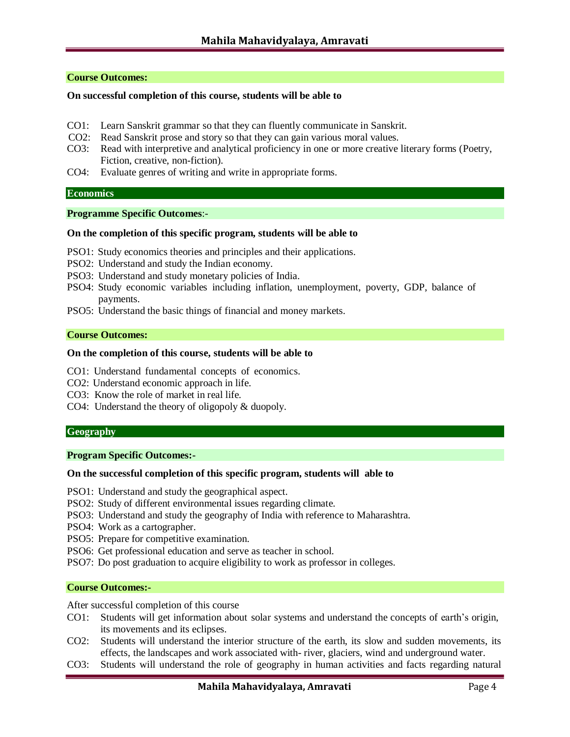**Course Outcomes:**

**On successful completion of this course, students will be able to**

- CO1: Learn Sanskrit grammar so that they can fluently communicate in Sanskrit.
- CO2: Read Sanskrit prose and story so that they can gain various moral values.
- CO3: Read with interpretive and analytical proficiency in one or more creative literary forms (Poetry, Fiction, creative, non-fiction).
- CO4: Evaluate genres of writing and write in appropriate forms.

## Economics

**Programme Specific Outcomes**:-

**On the completion of this specific program, students will be able to**

- PSO1: Study economics theories and principles and their applications.
- PSO2: Understand and study the Indian economy.
- PSO3: Understand and study monetary policies of India.
- PSO4: Study economic variables including inflation, unemployment, poverty, GDP, balance of payments.
- PSO5: Understand the basic things of financial and money markets.

**Course Outcomes:**

**On the completion of this course, students will be able to**

- CO1: Understand fundamental concepts of economics.
- CO2: Understand economic approach in life.
- CO3: Know the role of market in real life.
- CO4: Understand the theory of oligopoly & duopoly.

## Geography

**Program Specific Outcomes:-**

**On the successful completion of this specific program, students will able to**

- PSO1: Understand and study the geographical aspect.
- PSO2: Study of different environmental issues regarding climate.
- PSO3: Understand and study the geography of India with reference to Maharashtra.
- PSO4: Work as a cartographer.
- PSO5: Prepare for competitive examination.
- PSO6: Get professional education and serve as teacher in school.
- PSO7: Do post graduation to acquire eligibility to work as professor in colleges.

**Course Outcomes:-**

After successful completion of this course

- CO1: Students will get information about solar systems and understand the concepts of earth's origin, its movements and its eclipses.
- CO2: Students will understand the interior structure of the earth, its slow and sudden movements, its effects, the landscapes and work associated with- river, glaciers, wind and underground water.
- CO3: Students will understand the role of geography in human activities and facts regarding natural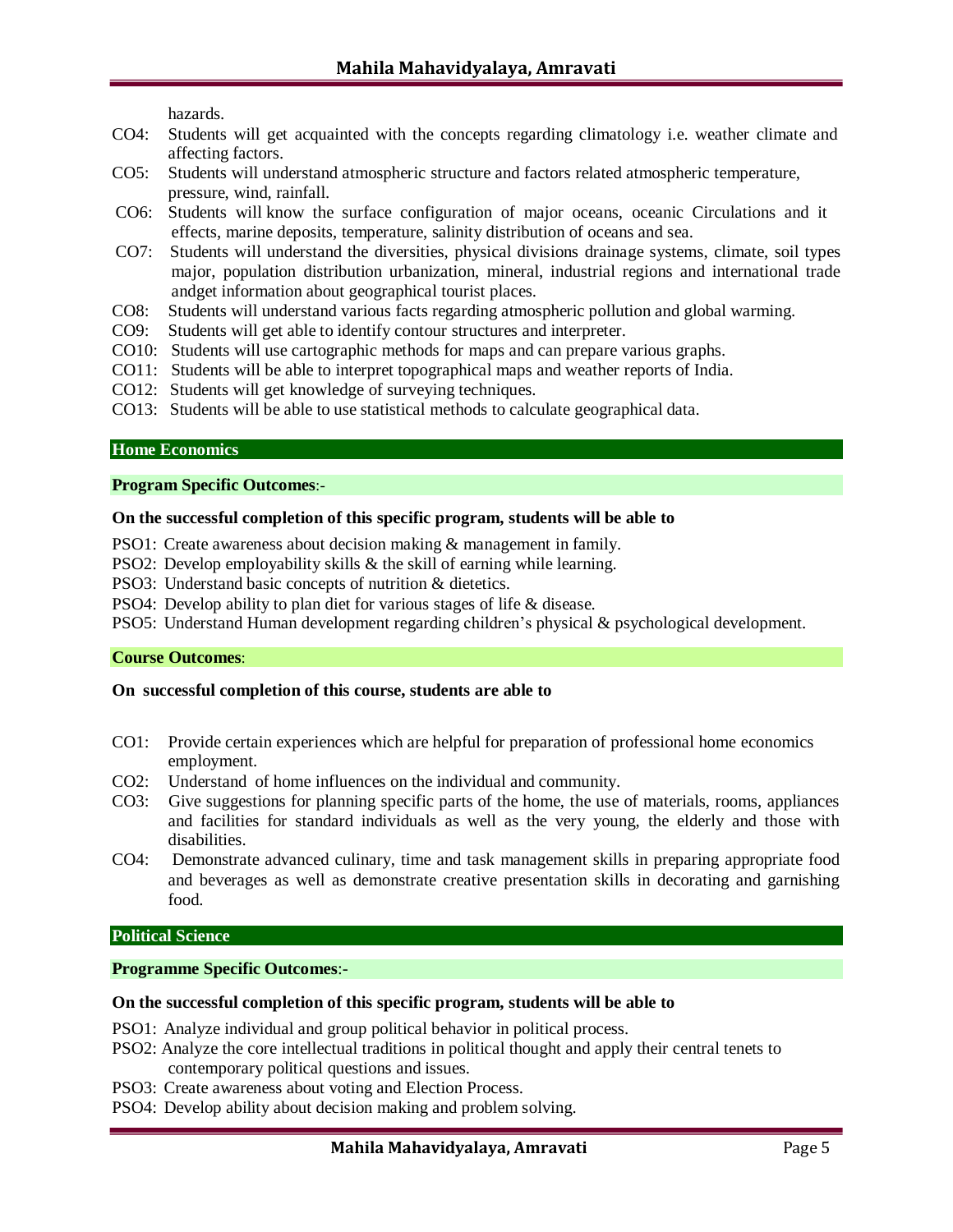hazards.

CO4: Students will get acquainted with the concepts regarding climatology i.e. weather climate and affecting factors.

CO5: Students will understand atmospheric structure and factors related atmospheric temperature, pressure, wind, rainfall.

CO6: Students will know the surface configuration of major oceans, oceanic Circulations and it effects, marine deposits, temperature, salinity distribution of oceans and sea.

CO7: Students will understand the diversities, physical divisions drainage systems, climate, soil types major, population distribution urbanization, mineral, industrial regions and international trade andget information about geographical tourist places.

CO8: Students will understand various facts regarding atmospheric pollution and global warming.

CO9: Students will get able to identify contour structures and interpreter.

CO10: Students will use cartographic methods for maps and can prepare various graphs.

CO11: Students will be able to interpret topographical maps and weather reports of India.

CO12: Students will get knowledge of surveying techniques.

CO13: Students will be able to use statistical methods to calculate geographical data.

## Home Economics

### **Program Specific Outcomes**:-

**On the successful completion of this specific program, students will be able to**

PSO1: Create awareness about decision making & management in family.

PSO2: Develop employability skills & the skill of earning while learning.

PSO3: Understand basic concepts of nutrition & dietetics.

PSO4: Develop ability to plan diet for various stages of life & disease.

PSO5: Understand Human development regarding children's physical & psychological development.

### **Course Outcomes**:

**On successful completion of this course, students are able to**

CO1: Provide certain experiences which are helpful for preparation of professional home economics employment.

CO2: Understand of home influences on the individual and community.

CO3: Give suggestions for planning specific parts of the home, the use of materials, rooms, appliances and facilities for standard individuals as well as the very young, the elderly and those with disabilities.

CO4: Demonstrate advanced culinary, time and task management skills in preparing appropriate food and beverages as well as demonstrate creative presentation skills in decorating and garnishing food.

## Political Science

### **Programme Specific Outcomes**:-

**On the successful completion of this specific program, students will be able to**

PSO1: Analyze individual and group political behavior in political process.

PSO2: Analyze the core intellectual traditions in political thought and apply their central tenets to contemporary political questions and issues.

PSO3: Create awareness about voting and Election Process.

PSO4: Develop ability about decision making and problem solving.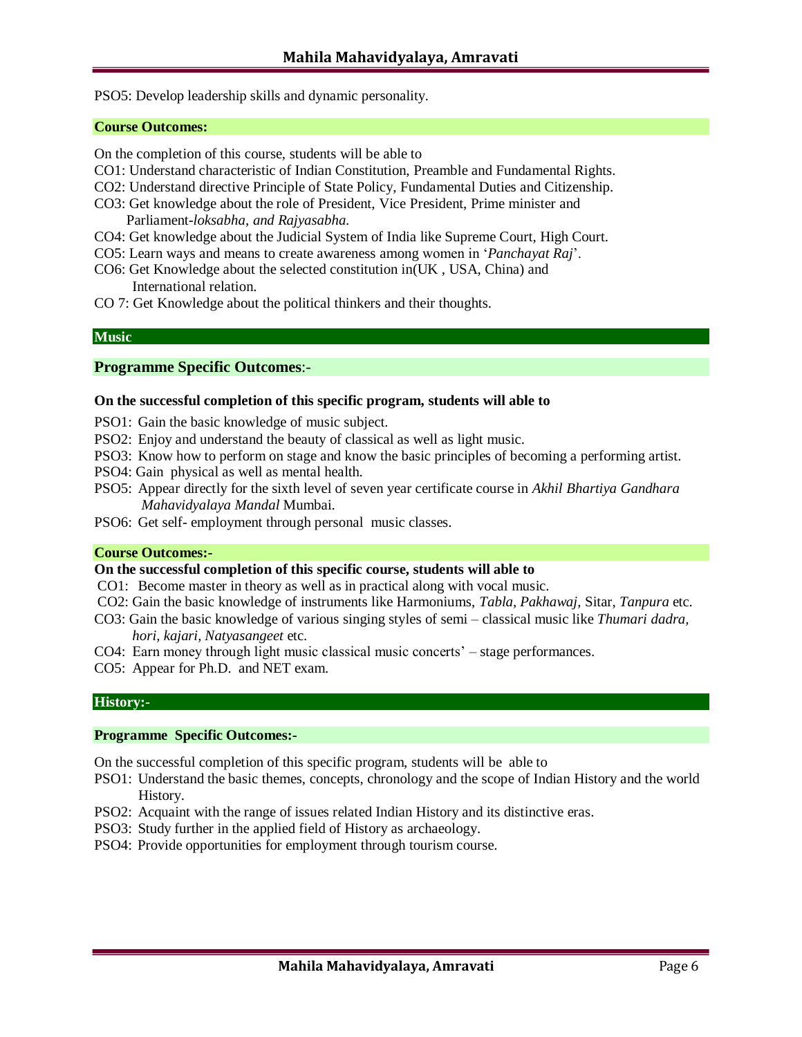PSO5: Develop leadership skills and dynamic personality.

**Course Outcomes:**

On the completion of this course, students will be able to

CO1: Understand characteristic of Indian Constitution, Preamble and Fundamental Rights.

CO2: Understand directive Principle of State Policy, Fundamental Duties and Citizenship.

CO3: Get knowledge about the role of President, Vice President, Prime minister and Parliament-*loksabha, and Rajyasabha.*

CO4: Get knowledge about the Judicial System of India like Supreme Court, High Court.

CO5: Learn ways and means to create awareness among women in '*Panchayat Raj*'.

CO6: Get Knowledge about the selected constitution in(UK , USA, China) and International relation.

CO 7: Get Knowledge about the political thinkers and their thoughts.

## Music

### Programme Specific Outcomes:-

**On the successful completion of this specific program, students will able to**

PSO1: Gain the basic knowledge of music subject.

PSO2: Enjoy and understand the beauty of classical as well as light music.

PSO3: Know how to perform on stage and know the basic principles of becoming a performing artist.

PSO4: Gain physical as well as mental health.

PSO5: Appear directly for the sixth level of seven year certificate course in *Akhil Bhartiya Gandhara Mahavidyalaya Mandal* Mumbai.

PSO6: Get self- employment through personal music classes.

**Course Outcomes:-**

**On the successful completion of this specific course, students will able to**

CO1: Become master in theory as well as in practical along with vocal music.

CO2: Gain the basic knowledge of instruments like Harmoniums, *Tabla*, *Pakhawaj*, Sitar, *Tanpura* etc.

CO3: Gain the basic knowledge of various singing styles of semi – classical music like *Thumari dadra, hori, kajari, Natyasangeet* etc.

CO4: Earn money through light music classical music concerts' – stage performances.

CO5: Appear for Ph.D. and NET exam.

## History:-

### Programme Specific Outcomes:-

On the successful completion of this specific program, students will be able to

PSO1: Understand the basic themes, concepts, chronology and the scope of Indian History and the world History.

PSO2: Acquaint with the range of issues related Indian History and its distinctive eras.

PSO3: Study further in the applied field of History as archaeology.

PSO4: Provide opportunities for employment through tourism course.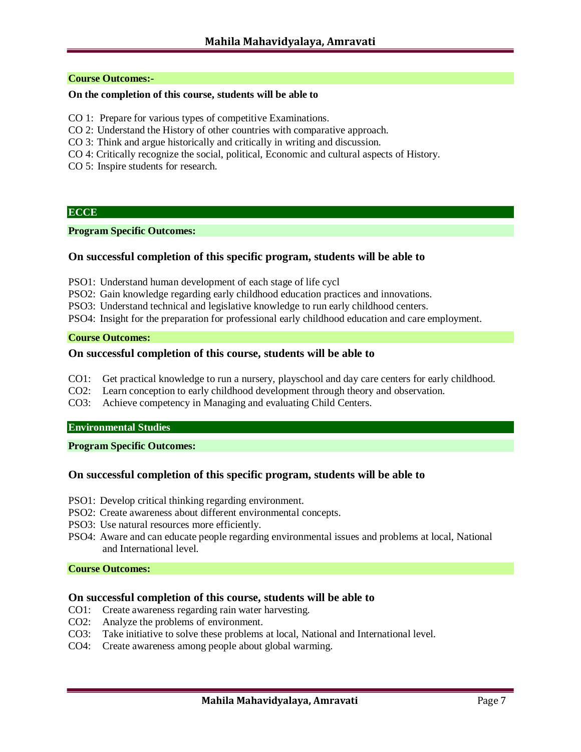**Course Outcomes:-**

**On the completion of this course, students will be able to**

CO 1: Prepare for various types of competitive Examinations.
CO 2: Understand the History of other countries with comparative approach.
CO 3: Think and argue historically and critically in writing and discussion.
CO 4: Critically recognize the social, political, Economic and cultural aspects of History.
CO 5: Inspire students for research.

## ECCE

**Program Specific Outcomes:**

### On successful completion of this specific program, students will be able to

PSO1: Understand human development of each stage of life cycl
PSO2: Gain knowledge regarding early childhood education practices and innovations.
PSO3: Understand technical and legislative knowledge to run early childhood centers.
PSO4: Insight for the preparation for professional early childhood education and care employment.

**Course Outcomes:**

### On successful completion of this course, students will be able to

CO1: Get practical knowledge to run a nursery, playschool and day care centers for early childhood.
CO2: Learn conception to early childhood development through theory and observation.
CO3: Achieve competency in Managing and evaluating Child Centers.

## Environmental Studies

**Program Specific Outcomes:**

### On successful completion of this specific program, students will be able to

PSO1: Develop critical thinking regarding environment.
PSO2: Create awareness about different environmental concepts.
PSO3: Use natural resources more efficiently.
PSO4: Aware and can educate people regarding environmental issues and problems at local, National and International level.

**Course Outcomes:**

### On successful completion of this course, students will be able to

CO1: Create awareness regarding rain water harvesting.
CO2: Analyze the problems of environment.
CO3: Take initiative to solve these problems at local, National and International level.
CO4: Create awareness among people about global warming.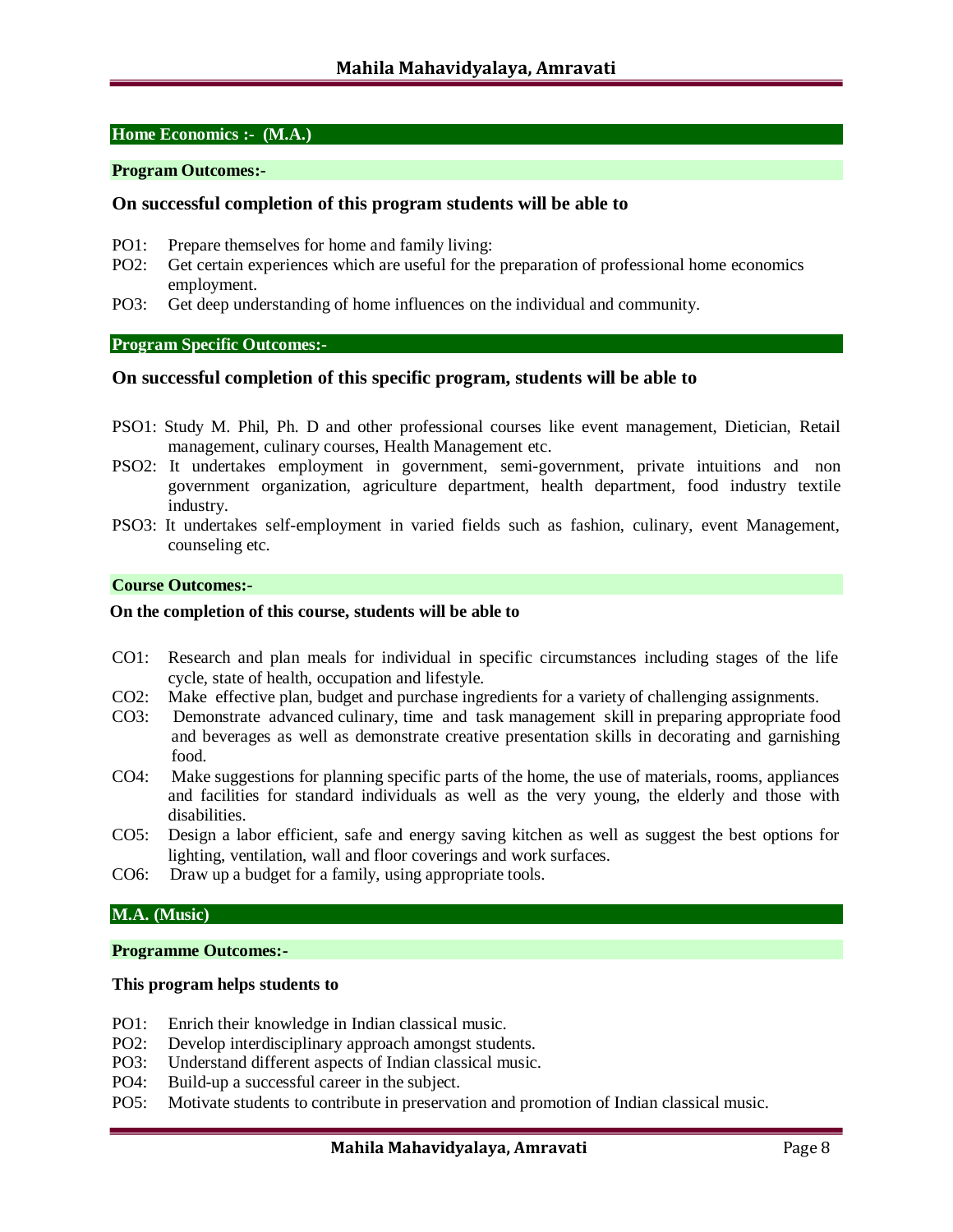## Home Economics :- (M.A.)

### Program Outcomes:-

**On successful completion of this program students will be able to**

PO1: Prepare themselves for home and family living:
PO2: Get certain experiences which are useful for the preparation of professional home economics employment.
PO3: Get deep understanding of home influences on the individual and community.

### Program Specific Outcomes:-

**On successful completion of this specific program, students will be able to**

PSO1: Study M. Phil, Ph. D and other professional courses like event management, Dietician, Retail management, culinary courses, Health Management etc.
PSO2: It undertakes employment in government, semi-government, private intuitions and non government organization, agriculture department, health department, food industry textile industry.
PSO3: It undertakes self-employment in varied fields such as fashion, culinary, event Management, counseling etc.

### Course Outcomes:-

**On the completion of this course, students will be able to**

CO1: Research and plan meals for individual in specific circumstances including stages of the life cycle, state of health, occupation and lifestyle.
CO2: Make effective plan, budget and purchase ingredients for a variety of challenging assignments.
CO3: Demonstrate advanced culinary, time and task management skill in preparing appropriate food and beverages as well as demonstrate creative presentation skills in decorating and garnishing food.
CO4: Make suggestions for planning specific parts of the home, the use of materials, rooms, appliances and facilities for standard individuals as well as the very young, the elderly and those with disabilities.
CO5: Design a labor efficient, safe and energy saving kitchen as well as suggest the best options for lighting, ventilation, wall and floor coverings and work surfaces.
CO6: Draw up a budget for a family, using appropriate tools.

## M.A. (Music)

### Programme Outcomes:-

**This program helps students to**

PO1: Enrich their knowledge in Indian classical music.
PO2: Develop interdisciplinary approach amongst students.
PO3: Understand different aspects of Indian classical music.
PO4: Build-up a successful career in the subject.
PO5: Motivate students to contribute in preservation and promotion of Indian classical music.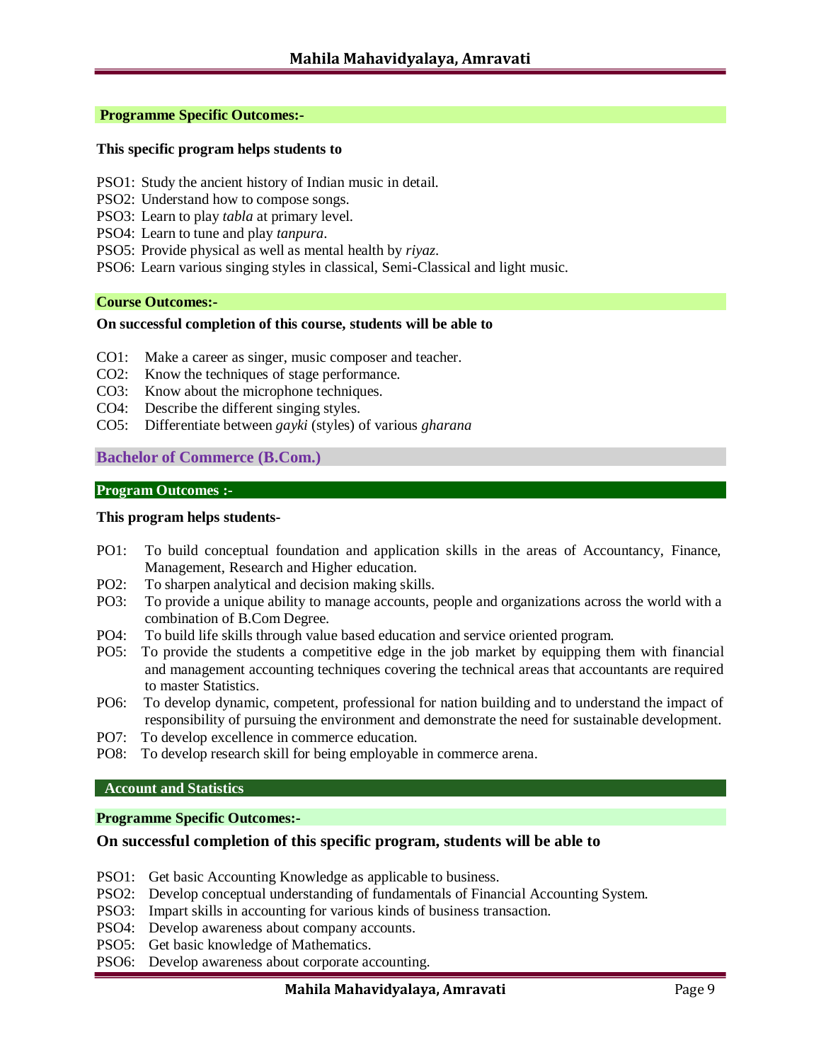**Programme Specific Outcomes:-**

**This specific program helps students to**

PSO1: Study the ancient history of Indian music in detail.
PSO2: Understand how to compose songs.
PSO3: Learn to play *tabla* at primary level.
PSO4: Learn to tune and play *tanpura*.
PSO5: Provide physical as well as mental health by *riyaz*.
PSO6: Learn various singing styles in classical, Semi-Classical and light music.

**Course Outcomes:-**

**On successful completion of this course, students will be able to**

CO1: Make a career as singer, music composer and teacher.
CO2: Know the techniques of stage performance.
CO3: Know about the microphone techniques.
CO4: Describe the different singing styles.
CO5: Differentiate between *gayki* (styles) of various *gharana*

## Bachelor of Commerce (B.Com.)

**Program Outcomes :-**

**This program helps students-**

PO1: To build conceptual foundation and application skills in the areas of Accountancy, Finance, Management, Research and Higher education.
PO2: To sharpen analytical and decision making skills.
PO3: To provide a unique ability to manage accounts, people and organizations across the world with a combination of B.Com Degree.
PO4: To build life skills through value based education and service oriented program.
PO5: To provide the students a competitive edge in the job market by equipping them with financial and management accounting techniques covering the technical areas that accountants are required to master Statistics.
PO6: To develop dynamic, competent, professional for nation building and to understand the impact of responsibility of pursuing the environment and demonstrate the need for sustainable development.
PO7: To develop excellence in commerce education.
PO8: To develop research skill for being employable in commerce arena.

### Account and Statistics

**Programme Specific Outcomes:-**

**On successful completion of this specific program, students will be able to**

PSO1: Get basic Accounting Knowledge as applicable to business.
PSO2: Develop conceptual understanding of fundamentals of Financial Accounting System.
PSO3: Impart skills in accounting for various kinds of business transaction.
PSO4: Develop awareness about company accounts.
PSO5: Get basic knowledge of Mathematics.
PSO6: Develop awareness about corporate accounting.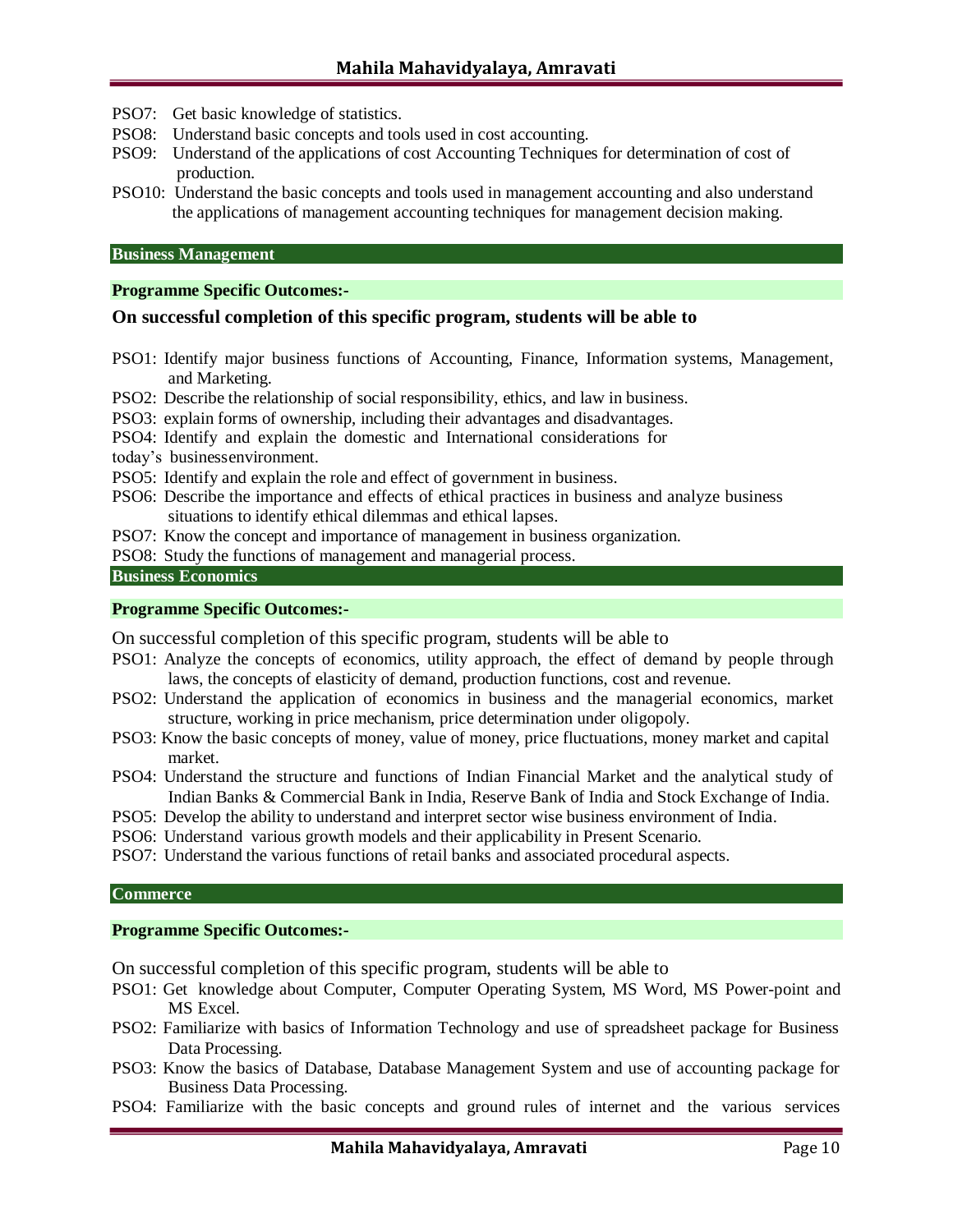PSO7: Get basic knowledge of statistics.

PSO8: Understand basic concepts and tools used in cost accounting.

PSO9: Understand of the applications of cost Accounting Techniques for determination of cost of production.

PSO10: Understand the basic concepts and tools used in management accounting and also understand the applications of management accounting techniques for management decision making.

## Business Management

### Programme Specific Outcomes:-

**On successful completion of this specific program, students will be able to**

PSO1: Identify major business functions of Accounting, Finance, Information systems, Management, and Marketing.

PSO2: Describe the relationship of social responsibility, ethics, and law in business.

PSO3: explain forms of ownership, including their advantages and disadvantages.

PSO4: Identify and explain the domestic and International considerations for today's businessenvironment.

PSO5: Identify and explain the role and effect of government in business.

PSO6: Describe the importance and effects of ethical practices in business and analyze business situations to identify ethical dilemmas and ethical lapses.

PSO7: Know the concept and importance of management in business organization.

PSO8: Study the functions of management and managerial process.

## Business Economics

### Programme Specific Outcomes:-

On successful completion of this specific program, students will be able to

PSO1: Analyze the concepts of economics, utility approach, the effect of demand by people through laws, the concepts of elasticity of demand, production functions, cost and revenue.

PSO2: Understand the application of economics in business and the managerial economics, market structure, working in price mechanism, price determination under oligopoly.

PSO3: Know the basic concepts of money, value of money, price fluctuations, money market and capital market.

PSO4: Understand the structure and functions of Indian Financial Market and the analytical study of Indian Banks & Commercial Bank in India, Reserve Bank of India and Stock Exchange of India.

PSO5: Develop the ability to understand and interpret sector wise business environment of India.

PSO6: Understand various growth models and their applicability in Present Scenario.

PSO7: Understand the various functions of retail banks and associated procedural aspects.

## Commerce

### Programme Specific Outcomes:-

On successful completion of this specific program, students will be able to

PSO1: Get knowledge about Computer, Computer Operating System, MS Word, MS Power-point and MS Excel.

PSO2: Familiarize with basics of Information Technology and use of spreadsheet package for Business Data Processing.

PSO3: Know the basics of Database, Database Management System and use of accounting package for Business Data Processing.

PSO4: Familiarize with the basic concepts and ground rules of internet and the various services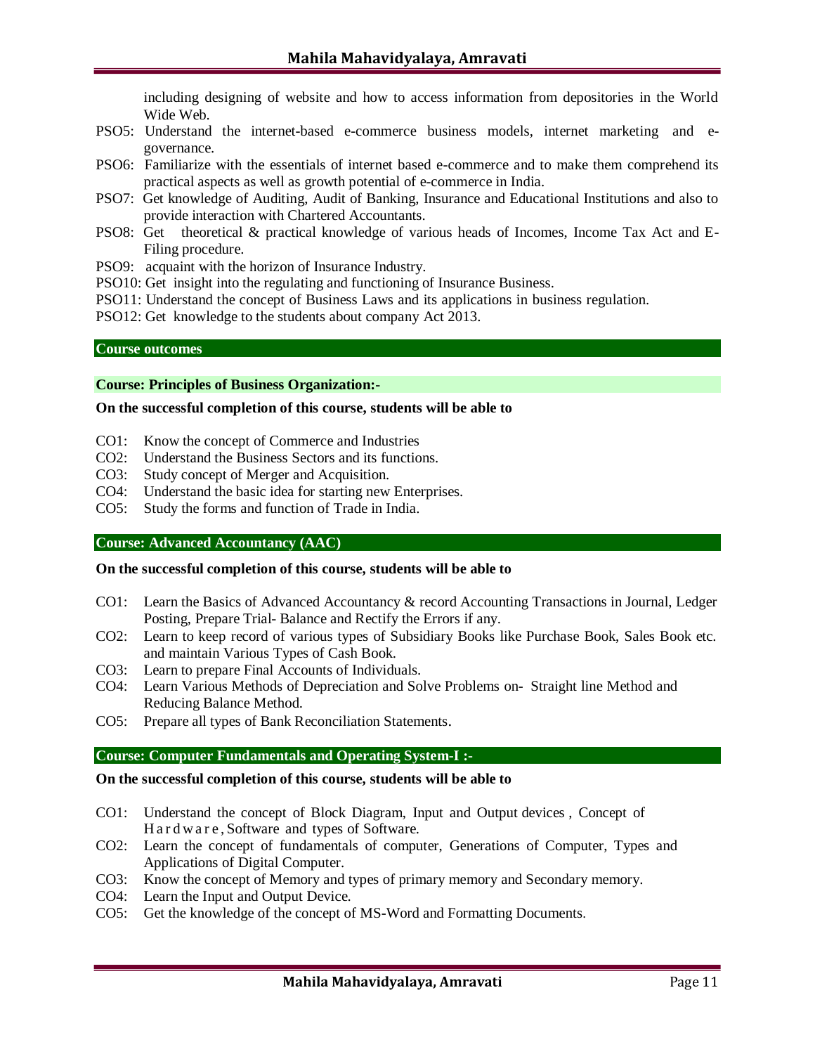including designing of website and how to access information from depositories in the World Wide Web.

PSO5: Understand the internet-based e-commerce business models, internet marketing and e-governance.

PSO6: Familiarize with the essentials of internet based e-commerce and to make them comprehend its practical aspects as well as growth potential of e-commerce in India.

PSO7: Get knowledge of Auditing, Audit of Banking, Insurance and Educational Institutions and also to provide interaction with Chartered Accountants.

PSO8: Get theoretical & practical knowledge of various heads of Incomes, Income Tax Act and E-Filing procedure.

PSO9: acquaint with the horizon of Insurance Industry.

PSO10: Get insight into the regulating and functioning of Insurance Business.

PSO11: Understand the concept of Business Laws and its applications in business regulation.

PSO12: Get knowledge to the students about company Act 2013.

## Course outcomes

### Course: Principles of Business Organization:-

**On the successful completion of this course, students will be able to**

- CO1: Know the concept of Commerce and Industries
- CO2: Understand the Business Sectors and its functions.
- CO3: Study concept of Merger and Acquisition.
- CO4: Understand the basic idea for starting new Enterprises.
- CO5: Study the forms and function of Trade in India.

### Course: Advanced Accountancy (AAC)

**On the successful completion of this course, students will be able to**

- CO1: Learn the Basics of Advanced Accountancy & record Accounting Transactions in Journal, Ledger Posting, Prepare Trial- Balance and Rectify the Errors if any.
- CO2: Learn to keep record of various types of Subsidiary Books like Purchase Book, Sales Book etc. and maintain Various Types of Cash Book.
- CO3: Learn to prepare Final Accounts of Individuals.
- CO4: Learn Various Methods of Depreciation and Solve Problems on- Straight line Method and Reducing Balance Method.
- CO5: Prepare all types of Bank Reconciliation Statements.

### Course: Computer Fundamentals and Operating System-I :-

**On the successful completion of this course, students will be able to**

- CO1: Understand the concept of Block Diagram, Input and Output devices , Concept of Hardware, Software and types of Software.
- CO2: Learn the concept of fundamentals of computer, Generations of Computer, Types and Applications of Digital Computer.
- CO3: Know the concept of Memory and types of primary memory and Secondary memory.
- CO4: Learn the Input and Output Device.
- CO5: Get the knowledge of the concept of MS-Word and Formatting Documents.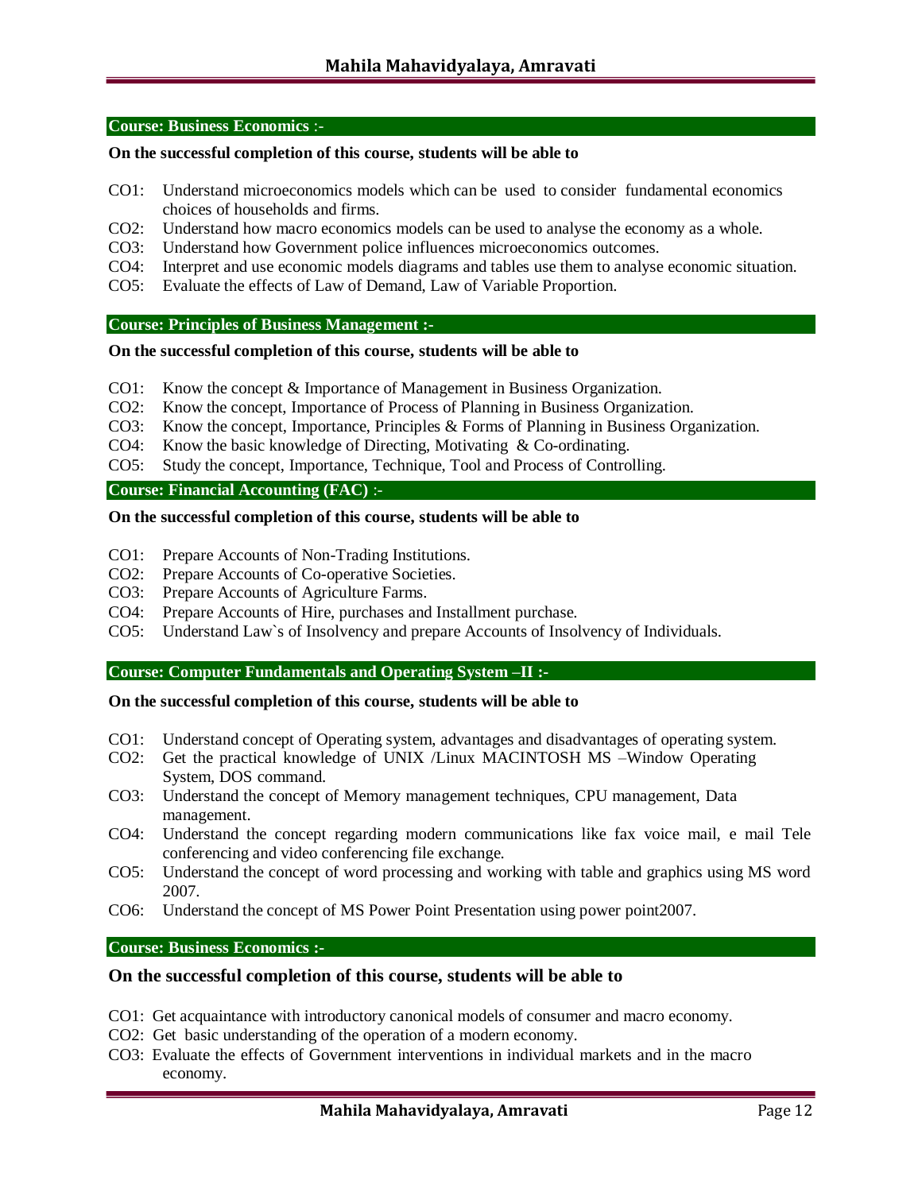**Course: Business Economics** :-

**On the successful completion of this course, students will be able to**

- CO1: Understand microeconomics models which can be used to consider fundamental economics choices of households and firms.
- CO2: Understand how macro economics models can be used to analyse the economy as a whole.
- CO3: Understand how Government police influences microeconomics outcomes.
- CO4: Interpret and use economic models diagrams and tables use them to analyse economic situation.
- CO5: Evaluate the effects of Law of Demand, Law of Variable Proportion.

**Course: Principles of Business Management :-**

**On the successful completion of this course, students will be able to**

- CO1: Know the concept & Importance of Management in Business Organization.
- CO2: Know the concept, Importance of Process of Planning in Business Organization.
- CO3: Know the concept, Importance, Principles & Forms of Planning in Business Organization.
- CO4: Know the basic knowledge of Directing, Motivating & Co-ordinating.
- CO5: Study the concept, Importance, Technique, Tool and Process of Controlling.

**Course: Financial Accounting (FAC)** :-

**On the successful completion of this course, students will be able to**

- CO1: Prepare Accounts of Non-Trading Institutions.
- CO2: Prepare Accounts of Co-operative Societies.
- CO3: Prepare Accounts of Agriculture Farms.
- CO4: Prepare Accounts of Hire, purchases and Installment purchase.
- CO5: Understand Law`s of Insolvency and prepare Accounts of Insolvency of Individuals.

**Course: Computer Fundamentals and Operating System –II :-**

**On the successful completion of this course, students will be able to**

- CO1: Understand concept of Operating system, advantages and disadvantages of operating system.
- CO2: Get the practical knowledge of UNIX /Linux MACINTOSH MS –Window Operating System, DOS command.
- CO3: Understand the concept of Memory management techniques, CPU management, Data management.
- CO4: Understand the concept regarding modern communications like fax voice mail, e mail Tele conferencing and video conferencing file exchange.
- CO5: Understand the concept of word processing and working with table and graphics using MS word 2007.
- CO6: Understand the concept of MS Power Point Presentation using power point2007.

**Course: Business Economics :-**

**On the successful completion of this course, students will be able to**

- CO1: Get acquaintance with introductory canonical models of consumer and macro economy.
- CO2: Get basic understanding of the operation of a modern economy.
- CO3: Evaluate the effects of Government interventions in individual markets and in the macro economy.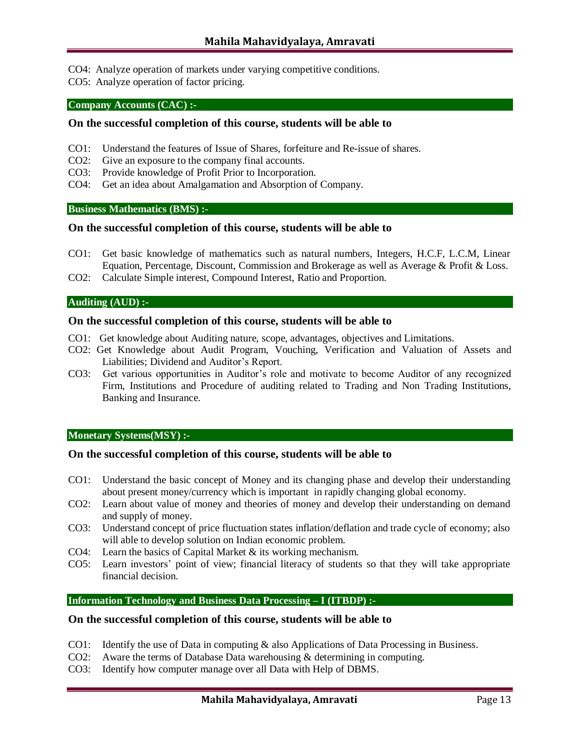CO4: Analyze operation of markets under varying competitive conditions.

CO5: Analyze operation of factor pricing.

## Company Accounts (CAC) :-

**On the successful completion of this course, students will be able to**

- CO1: Understand the features of Issue of Shares, forfeiture and Re-issue of shares.
- CO2: Give an exposure to the company final accounts.
- CO3: Provide knowledge of Profit Prior to Incorporation.
- CO4: Get an idea about Amalgamation and Absorption of Company.

## Business Mathematics (BMS) :-

**On the successful completion of this course, students will be able to**

- CO1: Get basic knowledge of mathematics such as natural numbers, Integers, H.C.F, L.C.M, Linear Equation, Percentage, Discount, Commission and Brokerage as well as Average & Profit & Loss.
- CO2: Calculate Simple interest, Compound Interest, Ratio and Proportion.

## Auditing (AUD) :-

**On the successful completion of this course, students will be able to**

- CO1: Get knowledge about Auditing nature, scope, advantages, objectives and Limitations.
- CO2: Get Knowledge about Audit Program, Vouching, Verification and Valuation of Assets and Liabilities; Dividend and Auditor's Report.
- CO3: Get various opportunities in Auditor's role and motivate to become Auditor of any recognized Firm, Institutions and Procedure of auditing related to Trading and Non Trading Institutions, Banking and Insurance.

## Monetary Systems(MSY) :-

**On the successful completion of this course, students will be able to**

- CO1: Understand the basic concept of Money and its changing phase and develop their understanding about present money/currency which is important in rapidly changing global economy.
- CO2: Learn about value of money and theories of money and develop their understanding on demand and supply of money.
- CO3: Understand concept of price fluctuation states inflation/deflation and trade cycle of economy; also will able to develop solution on Indian economic problem.
- CO4: Learn the basics of Capital Market & its working mechanism.
- CO5: Learn investors' point of view; financial literacy of students so that they will take appropriate financial decision.

## Information Technology and Business Data Processing – I (ITBDP) :-

**On the successful completion of this course, students will be able to**

- CO1: Identify the use of Data in computing & also Applications of Data Processing in Business.
- CO2: Aware the terms of Database Data warehousing & determining in computing.
- CO3: Identify how computer manage over all Data with Help of DBMS.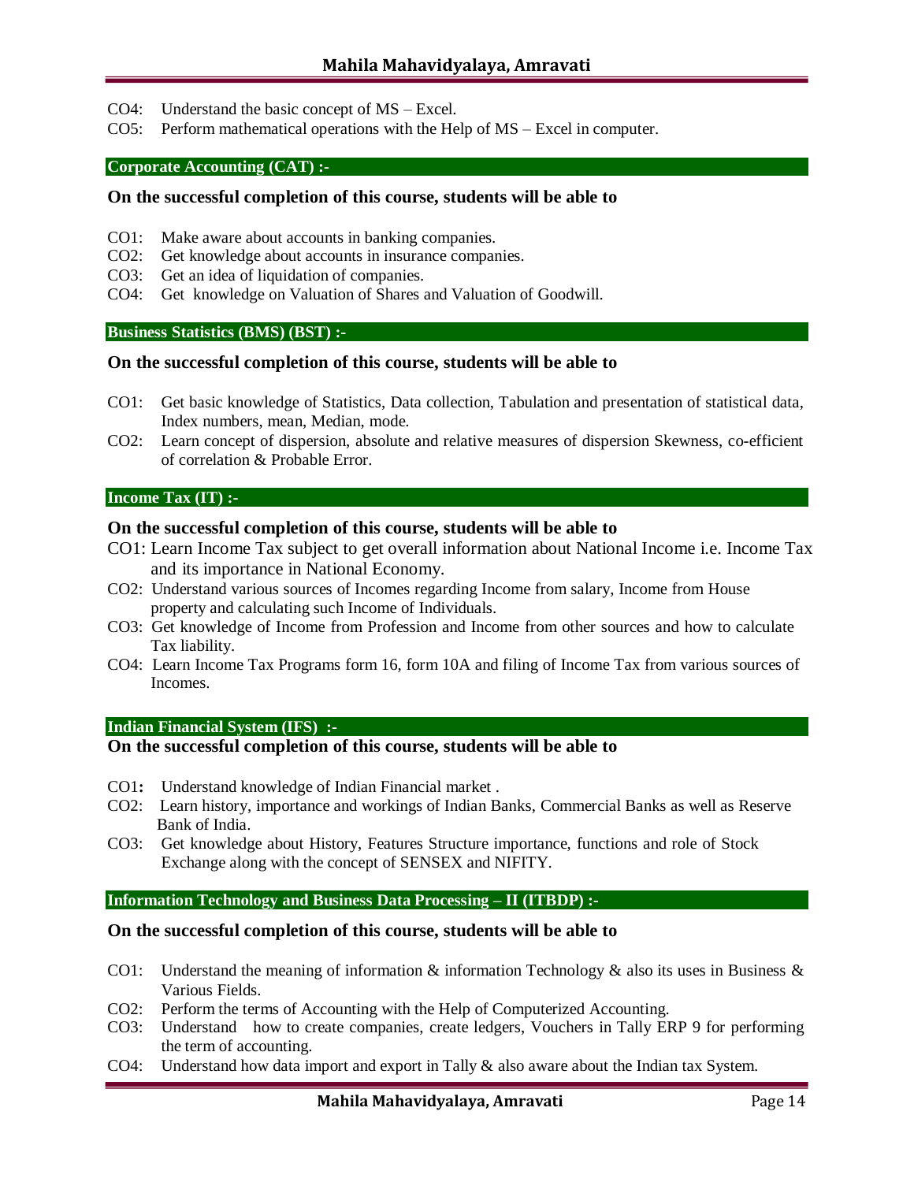CO4: Understand the basic concept of MS – Excel.
CO5: Perform mathematical operations with the Help of MS – Excel in computer.

### Corporate Accounting (CAT) :-

**On the successful completion of this course, students will be able to**

- CO1: Make aware about accounts in banking companies.
- CO2: Get knowledge about accounts in insurance companies.
- CO3: Get an idea of liquidation of companies.
- CO4: Get knowledge on Valuation of Shares and Valuation of Goodwill.

### Business Statistics (BMS) (BST) :-

**On the successful completion of this course, students will be able to**

- CO1: Get basic knowledge of Statistics, Data collection, Tabulation and presentation of statistical data, Index numbers, mean, Median, mode.
- CO2: Learn concept of dispersion, absolute and relative measures of dispersion Skewness, co-efficient of correlation & Probable Error.

### Income Tax (IT) :-

**On the successful completion of this course, students will be able to**

- CO1: Learn Income Tax subject to get overall information about National Income i.e. Income Tax and its importance in National Economy.
- CO2: Understand various sources of Incomes regarding Income from salary, Income from House property and calculating such Income of Individuals.
- CO3: Get knowledge of Income from Profession and Income from other sources and how to calculate Tax liability.
- CO4: Learn Income Tax Programs form 16, form 10A and filing of Income Tax from various sources of Incomes.

### Indian Financial System (IFS) :-

**On the successful completion of this course, students will be able to**

- CO1**:** Understand knowledge of Indian Financial market .
- CO2: Learn history, importance and workings of Indian Banks, Commercial Banks as well as Reserve Bank of India.
- CO3: Get knowledge about History, Features Structure importance, functions and role of Stock Exchange along with the concept of SENSEX and NIFITY.

### Information Technology and Business Data Processing – II (ITBDP) :-

**On the successful completion of this course, students will be able to**

- CO1: Understand the meaning of information & information Technology & also its uses in Business & Various Fields.
- CO2: Perform the terms of Accounting with the Help of Computerized Accounting.
- CO3: Understand how to create companies, create ledgers, Vouchers in Tally ERP 9 for performing the term of accounting.
- CO4: Understand how data import and export in Tally & also aware about the Indian tax System.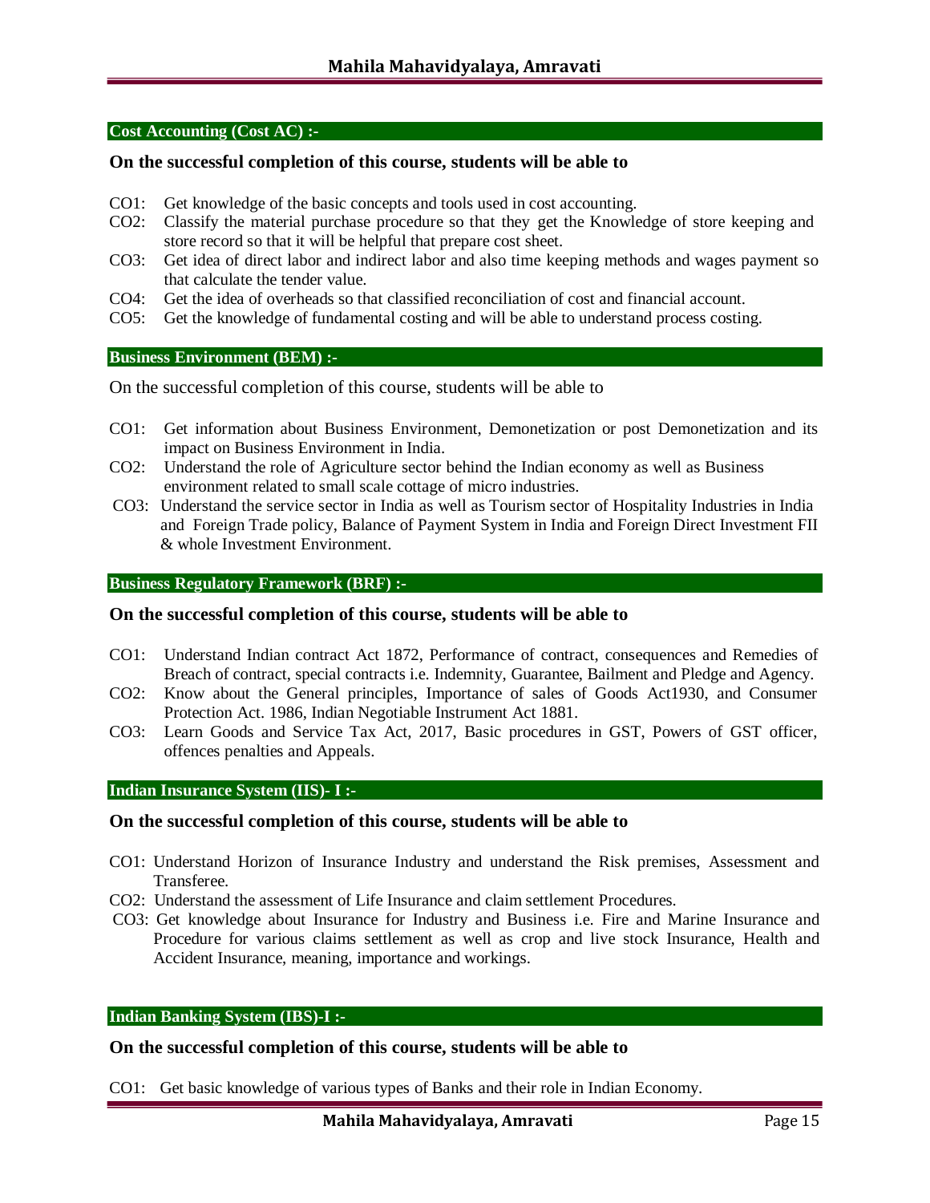### Cost Accounting (Cost AC) :-

**On the successful completion of this course, students will be able to**

- CO1: Get knowledge of the basic concepts and tools used in cost accounting.
- CO2: Classify the material purchase procedure so that they get the Knowledge of store keeping and store record so that it will be helpful that prepare cost sheet.
- CO3: Get idea of direct labor and indirect labor and also time keeping methods and wages payment so that calculate the tender value.
- CO4: Get the idea of overheads so that classified reconciliation of cost and financial account.
- CO5: Get the knowledge of fundamental costing and will be able to understand process costing.

### Business Environment (BEM) :-

On the successful completion of this course, students will be able to

- CO1: Get information about Business Environment, Demonetization or post Demonetization and its impact on Business Environment in India.
- CO2: Understand the role of Agriculture sector behind the Indian economy as well as Business environment related to small scale cottage of micro industries.
- CO3: Understand the service sector in India as well as Tourism sector of Hospitality Industries in India and Foreign Trade policy, Balance of Payment System in India and Foreign Direct Investment FII & whole Investment Environment.

### Business Regulatory Framework (BRF) :-

**On the successful completion of this course, students will be able to**

- CO1: Understand Indian contract Act 1872, Performance of contract, consequences and Remedies of Breach of contract, special contracts i.e. Indemnity, Guarantee, Bailment and Pledge and Agency.
- CO2: Know about the General principles, Importance of sales of Goods Act1930, and Consumer Protection Act. 1986, Indian Negotiable Instrument Act 1881.
- CO3: Learn Goods and Service Tax Act, 2017, Basic procedures in GST, Powers of GST officer, offences penalties and Appeals.

### Indian Insurance System (IIS)- I :-

**On the successful completion of this course, students will be able to**

- CO1: Understand Horizon of Insurance Industry and understand the Risk premises, Assessment and Transferee.
- CO2: Understand the assessment of Life Insurance and claim settlement Procedures.
- CO3: Get knowledge about Insurance for Industry and Business i.e. Fire and Marine Insurance and Procedure for various claims settlement as well as crop and live stock Insurance, Health and Accident Insurance, meaning, importance and workings.

### Indian Banking System (IBS)-I :-

**On the successful completion of this course, students will be able to**

- CO1: Get basic knowledge of various types of Banks and their role in Indian Economy.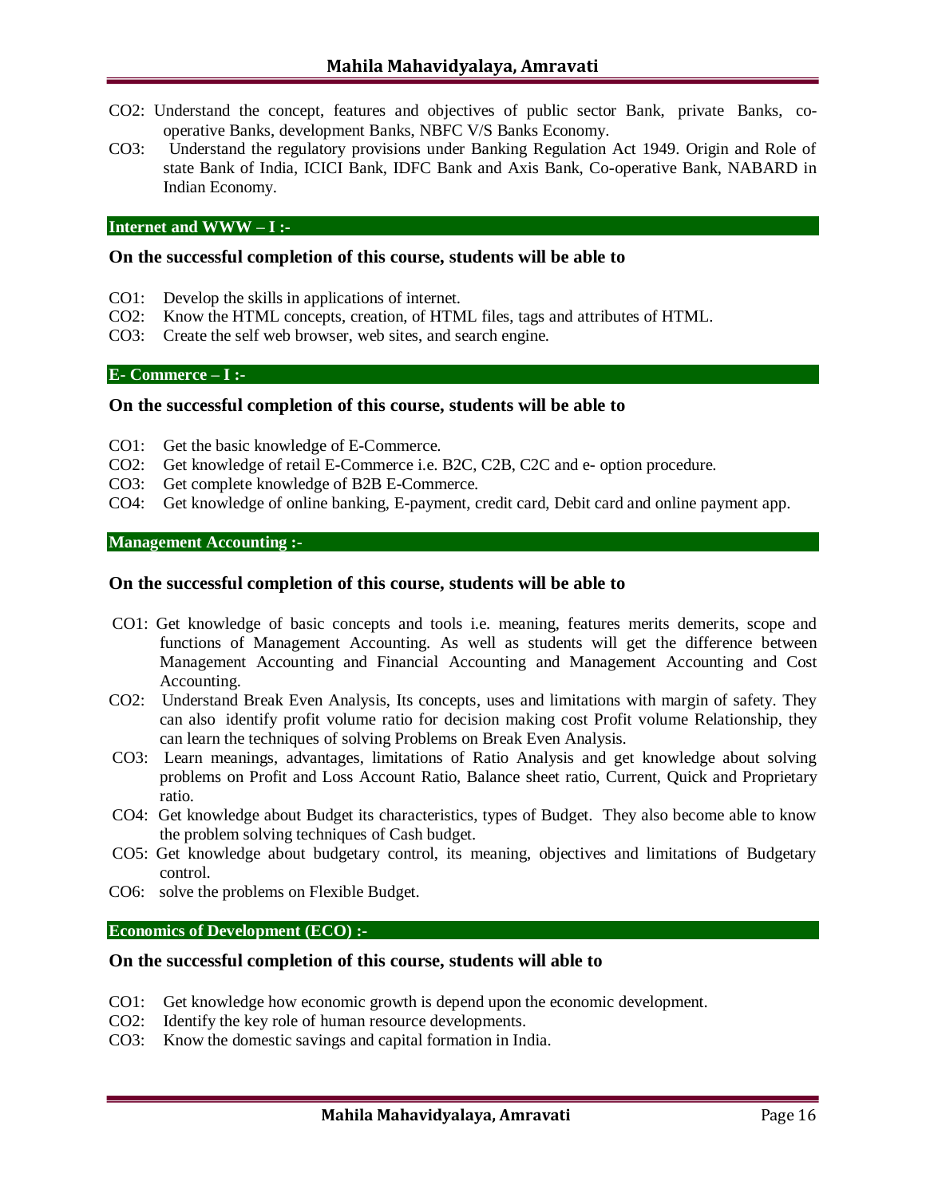CO2: Understand the concept, features and objectives of public sector Bank, private Banks, co-operative Banks, development Banks, NBFC V/S Banks Economy.

CO3: Understand the regulatory provisions under Banking Regulation Act 1949. Origin and Role of state Bank of India, ICICI Bank, IDFC Bank and Axis Bank, Co-operative Bank, NABARD in Indian Economy.

### Internet and WWW – I :-

**On the successful completion of this course, students will be able to**

CO1: Develop the skills in applications of internet.

CO2: Know the HTML concepts, creation, of HTML files, tags and attributes of HTML.

CO3: Create the self web browser, web sites, and search engine.

### E- Commerce – I :-

**On the successful completion of this course, students will be able to**

CO1: Get the basic knowledge of E-Commerce.

CO2: Get knowledge of retail E-Commerce i.e. B2C, C2B, C2C and e- option procedure.

CO3: Get complete knowledge of B2B E-Commerce.

CO4: Get knowledge of online banking, E-payment, credit card, Debit card and online payment app.

### Management Accounting :-

**On the successful completion of this course, students will be able to**

CO1: Get knowledge of basic concepts and tools i.e. meaning, features merits demerits, scope and functions of Management Accounting. As well as students will get the difference between Management Accounting and Financial Accounting and Management Accounting and Cost Accounting.

CO2: Understand Break Even Analysis, Its concepts, uses and limitations with margin of safety. They can also identify profit volume ratio for decision making cost Profit volume Relationship, they can learn the techniques of solving Problems on Break Even Analysis.

CO3: Learn meanings, advantages, limitations of Ratio Analysis and get knowledge about solving problems on Profit and Loss Account Ratio, Balance sheet ratio, Current, Quick and Proprietary ratio.

CO4: Get knowledge about Budget its characteristics, types of Budget. They also become able to know the problem solving techniques of Cash budget.

CO5: Get knowledge about budgetary control, its meaning, objectives and limitations of Budgetary control.

CO6: solve the problems on Flexible Budget.

### Economics of Development (ECO) :-

**On the successful completion of this course, students will able to**

CO1: Get knowledge how economic growth is depend upon the economic development.

CO2: Identify the key role of human resource developments.

CO3: Know the domestic savings and capital formation in India.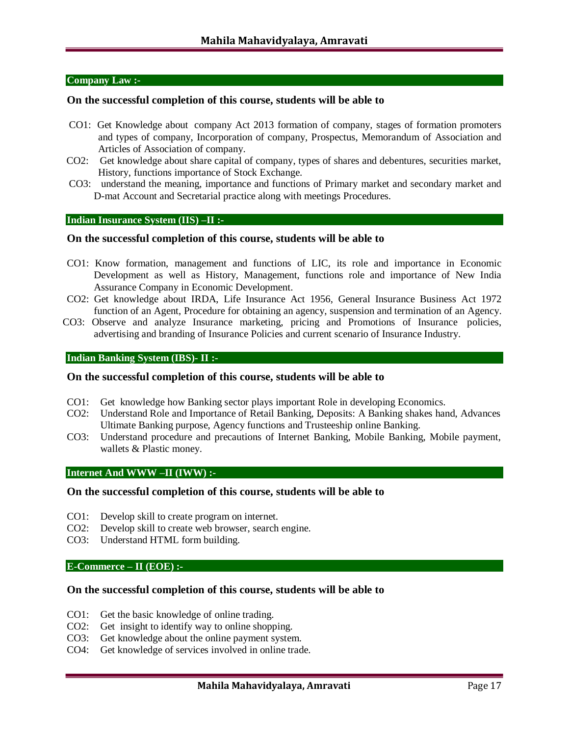### Company Law :-

**On the successful completion of this course, students will be able to**

- CO1: Get Knowledge about company Act 2013 formation of company, stages of formation promoters and types of company, Incorporation of company, Prospectus, Memorandum of Association and Articles of Association of company.
- CO2: Get knowledge about share capital of company, types of shares and debentures, securities market, History, functions importance of Stock Exchange.
- CO3: understand the meaning, importance and functions of Primary market and secondary market and D-mat Account and Secretarial practice along with meetings Procedures.

### Indian Insurance System (IIS) –II :-

**On the successful completion of this course, students will be able to**

- CO1: Know formation, management and functions of LIC, its role and importance in Economic Development as well as History, Management, functions role and importance of New India Assurance Company in Economic Development.
- CO2: Get knowledge about IRDA, Life Insurance Act 1956, General Insurance Business Act 1972 function of an Agent, Procedure for obtaining an agency, suspension and termination of an Agency.
- CO3: Observe and analyze Insurance marketing, pricing and Promotions of Insurance policies, advertising and branding of Insurance Policies and current scenario of Insurance Industry.

### Indian Banking System (IBS)- II :-

**On the successful completion of this course, students will be able to**

- CO1: Get knowledge how Banking sector plays important Role in developing Economics.
- CO2: Understand Role and Importance of Retail Banking, Deposits: A Banking shakes hand, Advances Ultimate Banking purpose, Agency functions and Trusteeship online Banking.
- CO3: Understand procedure and precautions of Internet Banking, Mobile Banking, Mobile payment, wallets & Plastic money.

### Internet And WWW –II (IWW) :-

**On the successful completion of this course, students will be able to**

- CO1: Develop skill to create program on internet.
- CO2: Develop skill to create web browser, search engine.
- CO3: Understand HTML form building.

### E-Commerce – II (EOE) :-

**On the successful completion of this course, students will be able to**

- CO1: Get the basic knowledge of online trading.
- CO2: Get insight to identify way to online shopping.
- CO3: Get knowledge about the online payment system.
- CO4: Get knowledge of services involved in online trade.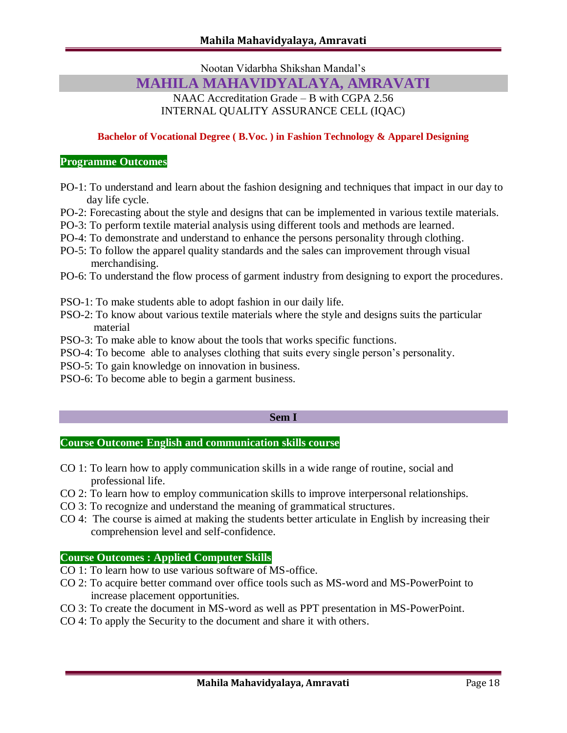Nootan Vidarbha Shikshan Mandal's

# MAHILA MAHAVIDYALAYA, AMRAVATI

NAAC Accreditation Grade – B with CGPA 2.56

INTERNAL QUALITY ASSURANCE CELL (IQAC)

**Bachelor of Vocational Degree ( B.Voc. ) in Fashion Technology & Apparel Designing**

## Programme Outcomes

PO-1: To understand and learn about the fashion designing and techniques that impact in our day to day life cycle.

PO-2: Forecasting about the style and designs that can be implemented in various textile materials.

PO-3: To perform textile material analysis using different tools and methods are learned.

PO-4: To demonstrate and understand to enhance the persons personality through clothing.

PO-5: To follow the apparel quality standards and the sales can improvement through visual merchandising.

PO-6: To understand the flow process of garment industry from designing to export the procedures.

PSO-1: To make students able to adopt fashion in our daily life.

PSO-2: To know about various textile materials where the style and designs suits the particular material

PSO-3: To make able to know about the tools that works specific functions.

PSO-4: To become able to analyses clothing that suits every single person's personality.

PSO-5: To gain knowledge on innovation in business.

PSO-6: To become able to begin a garment business.

## Sem I

### Course Outcome: English and communication skills course

CO 1: To learn how to apply communication skills in a wide range of routine, social and professional life.

CO 2: To learn how to employ communication skills to improve interpersonal relationships.

CO 3: To recognize and understand the meaning of grammatical structures.

CO 4: The course is aimed at making the students better articulate in English by increasing their comprehension level and self-confidence.

### Course Outcomes : Applied Computer Skills

CO 1: To learn how to use various software of MS-office.

CO 2: To acquire better command over office tools such as MS-word and MS-PowerPoint to increase placement opportunities.

CO 3: To create the document in MS-word as well as PPT presentation in MS-PowerPoint.

CO 4: To apply the Security to the document and share it with others.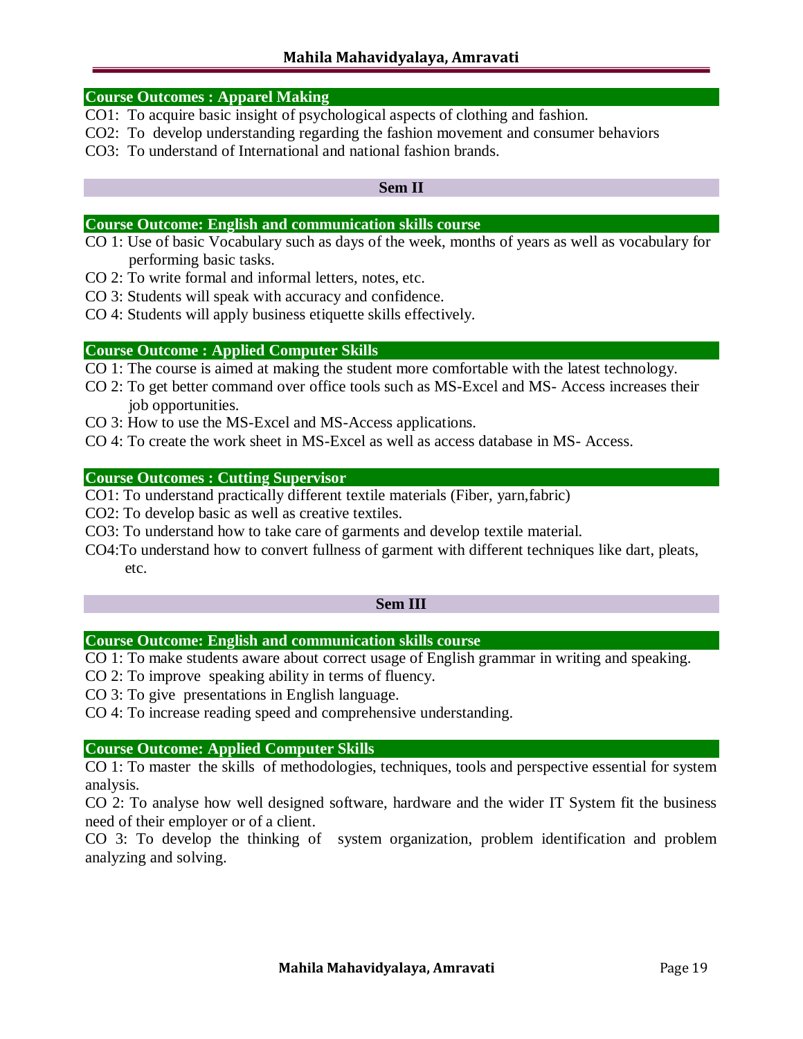## Course Outcomes : Apparel Making

CO1: To acquire basic insight of psychological aspects of clothing and fashion.

CO2: To develop understanding regarding the fashion movement and consumer behaviors

CO3: To understand of International and national fashion brands.

## Sem II

### Course Outcome: English and communication skills course

CO 1: Use of basic Vocabulary such as days of the week, months of years as well as vocabulary for performing basic tasks.

CO 2: To write formal and informal letters, notes, etc.

CO 3: Students will speak with accuracy and confidence.

CO 4: Students will apply business etiquette skills effectively.

### Course Outcome : Applied Computer Skills

CO 1: The course is aimed at making the student more comfortable with the latest technology.

CO 2: To get better command over office tools such as MS-Excel and MS- Access increases their job opportunities.

CO 3: How to use the MS-Excel and MS-Access applications.

CO 4: To create the work sheet in MS-Excel as well as access database in MS- Access.

### Course Outcomes : Cutting Supervisor

CO1: To understand practically different textile materials (Fiber, yarn,fabric)

CO2: To develop basic as well as creative textiles.

CO3: To understand how to take care of garments and develop textile material.

CO4:To understand how to convert fullness of garment with different techniques like dart, pleats, etc.

## Sem III

### Course Outcome: English and communication skills course

CO 1: To make students aware about correct usage of English grammar in writing and speaking.

CO 2: To improve speaking ability in terms of fluency.

CO 3: To give presentations in English language.

CO 4: To increase reading speed and comprehensive understanding.

### Course Outcome: Applied Computer Skills

CO 1: To master the skills of methodologies, techniques, tools and perspective essential for system analysis.

CO 2: To analyse how well designed software, hardware and the wider IT System fit the business need of their employer or of a client.

CO 3: To develop the thinking of system organization, problem identification and problem analyzing and solving.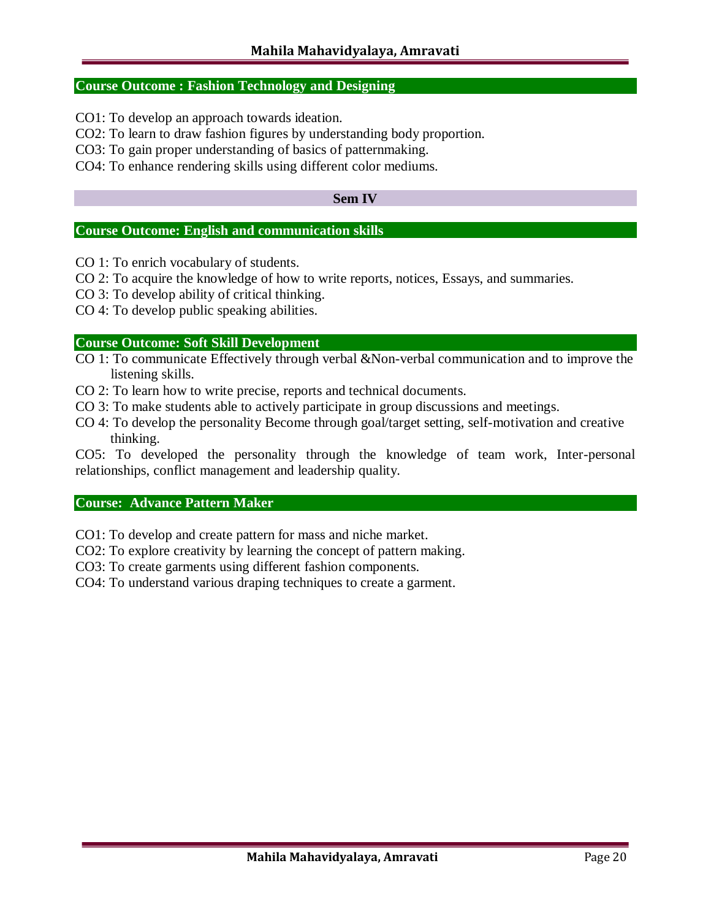## Course Outcome : Fashion Technology and Designing

CO1: To develop an approach towards ideation.
CO2: To learn to draw fashion figures by understanding body proportion.
CO3: To gain proper understanding of basics of patternmaking.
CO4: To enhance rendering skills using different color mediums.

## Sem IV

## Course Outcome: English and communication skills

CO 1: To enrich vocabulary of students.
CO 2: To acquire the knowledge of how to write reports, notices, Essays, and summaries.
CO 3: To develop ability of critical thinking.
CO 4: To develop public speaking abilities.

## Course Outcome: Soft Skill Development

CO 1: To communicate Effectively through verbal &Non-verbal communication and to improve the listening skills.
CO 2: To learn how to write precise, reports and technical documents.
CO 3: To make students able to actively participate in group discussions and meetings.
CO 4: To develop the personality Become through goal/target setting, self-motivation and creative thinking.
CO5: To developed the personality through the knowledge of team work, Inter-personal relationships, conflict management and leadership quality.

## Course: Advance Pattern Maker

CO1: To develop and create pattern for mass and niche market.
CO2: To explore creativity by learning the concept of pattern making.
CO3: To create garments using different fashion components.
CO4: To understand various draping techniques to create a garment.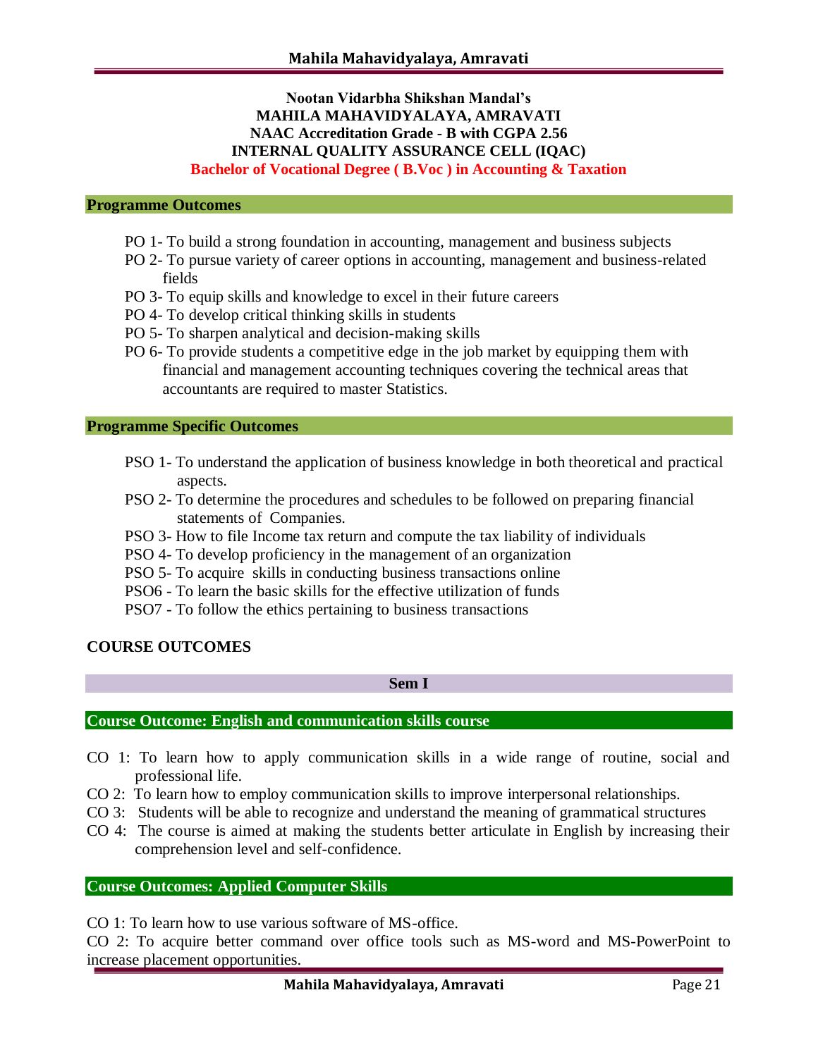Nootan Vidarbha Shikshan Mandal's
**MAHILA MAHAVIDYALAYA, AMRAVATI**
**NAAC Accreditation Grade - B with CGPA 2.56**
**INTERNAL QUALITY ASSURANCE CELL (IQAC)**
**Bachelor of Vocational Degree ( B.Voc ) in Accounting & Taxation**

## Programme Outcomes

- PO 1- To build a strong foundation in accounting, management and business subjects
- PO 2- To pursue variety of career options in accounting, management and business-related fields
- PO 3- To equip skills and knowledge to excel in their future careers
- PO 4- To develop critical thinking skills in students
- PO 5- To sharpen analytical and decision-making skills
- PO 6- To provide students a competitive edge in the job market by equipping them with financial and management accounting techniques covering the technical areas that accountants are required to master Statistics.

## Programme Specific Outcomes

- PSO 1- To understand the application of business knowledge in both theoretical and practical aspects.
- PSO 2- To determine the procedures and schedules to be followed on preparing financial statements of Companies.
- PSO 3- How to file Income tax return and compute the tax liability of individuals
- PSO 4- To develop proficiency in the management of an organization
- PSO 5- To acquire skills in conducting business transactions online
- PSO6 - To learn the basic skills for the effective utilization of funds
- PSO7 - To follow the ethics pertaining to business transactions

## COURSE OUTCOMES

### Sem I

### Course Outcome: English and communication skills course

CO 1: To learn how to apply communication skills in a wide range of routine, social and professional life.
CO 2: To learn how to employ communication skills to improve interpersonal relationships.
CO 3: Students will be able to recognize and understand the meaning of grammatical structures
CO 4: The course is aimed at making the students better articulate in English by increasing their comprehension level and self-confidence.

### Course Outcomes: Applied Computer Skills

CO 1: To learn how to use various software of MS-office.
CO 2: To acquire better command over office tools such as MS-word and MS-PowerPoint to increase placement opportunities.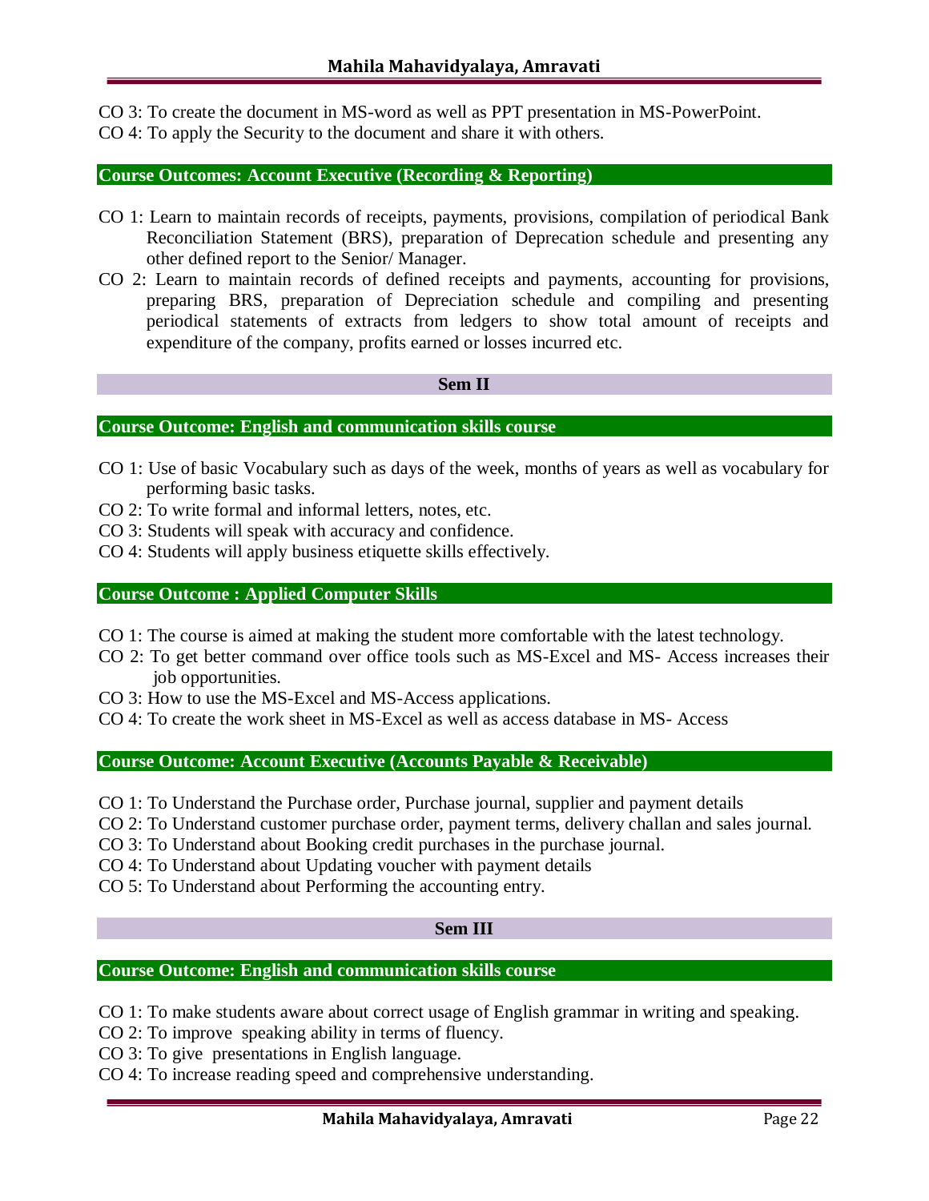CO 3: To create the document in MS-word as well as PPT presentation in MS-PowerPoint.

CO 4: To apply the Security to the document and share it with others.

### Course Outcomes: Account Executive (Recording & Reporting)

CO 1: Learn to maintain records of receipts, payments, provisions, compilation of periodical Bank Reconciliation Statement (BRS), preparation of Deprecation schedule and presenting any other defined report to the Senior/ Manager.

CO 2: Learn to maintain records of defined receipts and payments, accounting for provisions, preparing BRS, preparation of Depreciation schedule and compiling and presenting periodical statements of extracts from ledgers to show total amount of receipts and expenditure of the company, profits earned or losses incurred etc.

## Sem II

### Course Outcome: English and communication skills course

CO 1: Use of basic Vocabulary such as days of the week, months of years as well as vocabulary for performing basic tasks.

CO 2: To write formal and informal letters, notes, etc.

CO 3: Students will speak with accuracy and confidence.

CO 4: Students will apply business etiquette skills effectively.

### Course Outcome : Applied Computer Skills

CO 1: The course is aimed at making the student more comfortable with the latest technology.

CO 2: To get better command over office tools such as MS-Excel and MS- Access increases their job opportunities.

CO 3: How to use the MS-Excel and MS-Access applications.

CO 4: To create the work sheet in MS-Excel as well as access database in MS- Access

### Course Outcome: Account Executive (Accounts Payable & Receivable)

CO 1: To Understand the Purchase order, Purchase journal, supplier and payment details

CO 2: To Understand customer purchase order, payment terms, delivery challan and sales journal.

CO 3: To Understand about Booking credit purchases in the purchase journal.

CO 4: To Understand about Updating voucher with payment details

CO 5: To Understand about Performing the accounting entry.

## Sem III

### Course Outcome: English and communication skills course

CO 1: To make students aware about correct usage of English grammar in writing and speaking.

CO 2: To improve speaking ability in terms of fluency.

CO 3: To give presentations in English language.

CO 4: To increase reading speed and comprehensive understanding.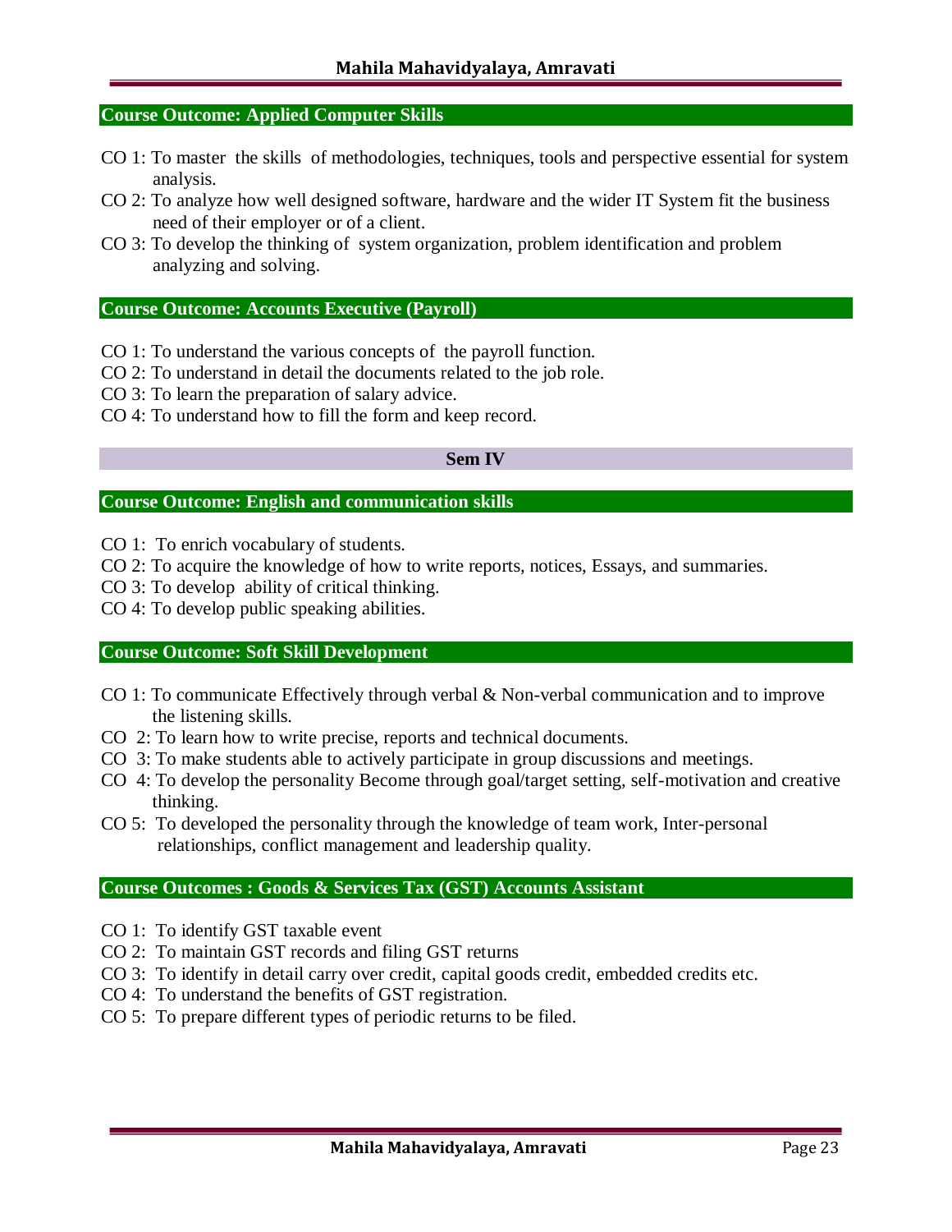### Course Outcome: Applied Computer Skills

CO 1: To master the skills of methodologies, techniques, tools and perspective essential for system analysis.

CO 2: To analyze how well designed software, hardware and the wider IT System fit the business need of their employer or of a client.

CO 3: To develop the thinking of system organization, problem identification and problem analyzing and solving.

### Course Outcome: Accounts Executive (Payroll)

CO 1: To understand the various concepts of the payroll function.

CO 2: To understand in detail the documents related to the job role.

CO 3: To learn the preparation of salary advice.

CO 4: To understand how to fill the form and keep record.

## Sem IV

### Course Outcome: English and communication skills

CO 1: To enrich vocabulary of students.

CO 2: To acquire the knowledge of how to write reports, notices, Essays, and summaries.

CO 3: To develop ability of critical thinking.

CO 4: To develop public speaking abilities.

### Course Outcome: Soft Skill Development

CO 1: To communicate Effectively through verbal & Non-verbal communication and to improve the listening skills.

CO 2: To learn how to write precise, reports and technical documents.

CO 3: To make students able to actively participate in group discussions and meetings.

CO 4: To develop the personality Become through goal/target setting, self-motivation and creative thinking.

CO 5: To developed the personality through the knowledge of team work, Inter-personal relationships, conflict management and leadership quality.

### Course Outcomes : Goods & Services Tax (GST) Accounts Assistant

CO 1: To identify GST taxable event

CO 2: To maintain GST records and filing GST returns

CO 3: To identify in detail carry over credit, capital goods credit, embedded credits etc.

CO 4: To understand the benefits of GST registration.

CO 5: To prepare different types of periodic returns to be filed.